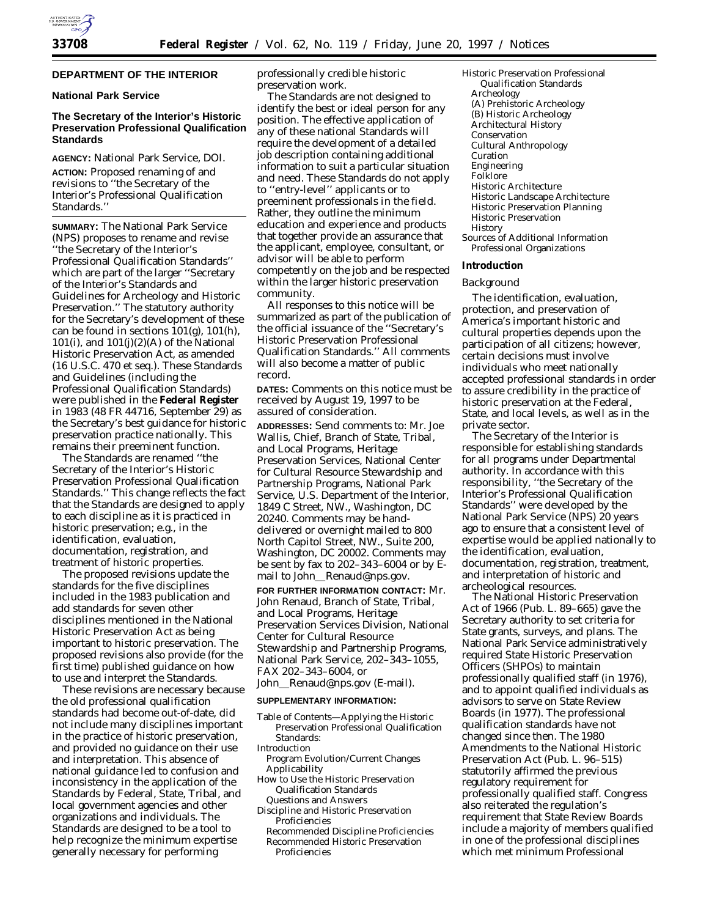## DEPARTMENT OF THE INTERIOR

### National Park Service

### The Secretary of the Interior's Historic Preservation Professional Qualification Standards

**AGENCY:** National Park Service, DOI.

**ACTION:** Proposed renaming of and revisions to "the Secretary of the Interior's Professional Qualification Standards."

**SUMMARY:** The National Park Service (NPS) proposes to rename and revise "the Secretary of the Interior's Professional Qualification Standards" which are part of the larger "Secretary of the Interior's Standards and Guidelines for Archeology and Historic Preservation." The statutory authority for the Secretary's development of these can be found in sections 101(g), 101(h), 101(i), and 101(j)(2)(A) of the National Historic Preservation Act, as amended (16 U.S.C. 470 et seq.). These Standards and Guidelines (including the Professional Qualification Standards) were published in the **Federal Register** in 1983 (48 FR 44716, September 29) as the Secretary's best guidance for historic preservation practice nationally. This remains their preeminent function.

The Standards are renamed "the Secretary of the Interior's Historic Preservation Professional Qualification Standards." This change reflects the fact that the Standards are designed to apply to each discipline as it is practiced in historic preservation; e.g., in the identification, evaluation, documentation, registration, and treatment of historic properties.

The proposed revisions update the standards for the five disciplines included in the 1983 publication and add standards for seven other disciplines mentioned in the National Historic Preservation Act as being important to historic preservation. The proposed revisions also provide (for the first time) published guidance on how to use and interpret the Standards.

These revisions are necessary because the old professional qualification standards had become out-of-date, did not include many disciplines important in the practice of historic preservation, and provided no guidance on their use and interpretation. This absence of national guidance led to confusion and inconsistency in the application of the Standards by Federal, State, Tribal, and local government agencies and other organizations and individuals. The Standards are designed to be a tool to help recognize the minimum expertise generally necessary for performing professionally credible historic preservation work.

The Standards are not designed to identify the best or ideal person for any position. The effective application of any of these national Standards will require the development of a detailed job description containing additional information to suit a particular situation and need. These Standards do not apply to "entry-level" applicants or to preeminent professionals in the field. Rather, they outline the minimum education and experience and products that together provide an assurance that the applicant, employee, consultant, or advisor will be able to perform competently on the job and be respected within the larger historic preservation community.

All responses to this notice will be summarized as part of the publication of the official issuance of the "Secretary's Historic Preservation Professional Qualification Standards." All comments will also become a matter of public record.

**DATES:** Comments on this notice must be received by August 19, 1997 to be assured of consideration.

**ADDRESSES:** Send comments to: Mr. Joe Wallis, Chief, Branch of State, Tribal, and Local Programs, Heritage Preservation Services, National Center for Cultural Resource Stewardship and Partnership Programs, National Park Service, U.S. Department of the Interior, 1849 C Street, NW., Washington, DC 20240. Comments may be hand-delivered or overnight mailed to 800 North Capitol Street, NW., Suite 200, Washington, DC 20002. Comments may be sent by fax to 202–343–6004 or by E-mail to John_Renaud@nps.gov.

**FOR FURTHER INFORMATION CONTACT:** Mr. John Renaud, Branch of State, Tribal, and Local Programs, Heritage Preservation Services Division, National Center for Cultural Resource Stewardship and Partnership Programs, National Park Service, 202–343–1055, FAX 202–343–6004, or John_Renaud@nps.gov (E-mail).

**SUPPLEMENTARY INFORMATION:**

Table of Contents—Applying the Historic Preservation Professional Qualification Standards:

- Introduction
  - Program Evolution/Current Changes
  - Applicability
- How to Use the Historic Preservation Qualification Standards
  - Questions and Answers
- Discipline and Historic Preservation Proficiencies
  - Recommended Discipline Proficiencies
  - Recommended Historic Preservation Proficiencies
- Historic Preservation Professional Qualification Standards
  - Archeology
  - (A) Prehistoric Archeology
  - (B) Historic Archeology
  - Architectural History
  - Conservation
  - Cultural Anthropology
  - Curation
  - Engineering
  - Folklore
  - Historic Architecture
  - Historic Landscape Architecture
  - Historic Preservation Planning
  - Historic Preservation
  - History
- Sources of Additional Information
  - Professional Organizations

### Introduction

*Background*

The identification, evaluation, protection, and preservation of America's important historic and cultural properties depends upon the participation of all citizens; however, certain decisions must involve individuals who meet nationally accepted professional standards in order to assure credibility in the practice of historic preservation at the Federal, State, and local levels, as well as in the private sector.

The Secretary of the Interior is responsible for establishing standards for all programs under Departmental authority. In accordance with this responsibility, "the Secretary of the Interior's Professional Qualification Standards" were developed by the National Park Service (NPS) 20 years ago to ensure that a consistent level of expertise would be applied nationally to the identification, evaluation, documentation, registration, treatment, and interpretation of historic and archeological resources.

The National Historic Preservation Act of 1966 (Pub. L. 89–665) gave the Secretary authority to set criteria for State grants, surveys, and plans. The National Park Service administratively required State Historic Preservation Officers (SHPOs) to maintain professionally qualified staff (in 1976), and to appoint qualified individuals as advisors to serve on State Review Boards (in 1977). The professional qualification standards have not changed since then. The 1980 Amendments to the National Historic Preservation Act (Pub. L. 96–515) statutorily affirmed the previous regulatory requirement for professionally qualified staff. Congress also reiterated the regulation's requirement that State Review Boards include a majority of members qualified in one of the professional disciplines which met minimum Professional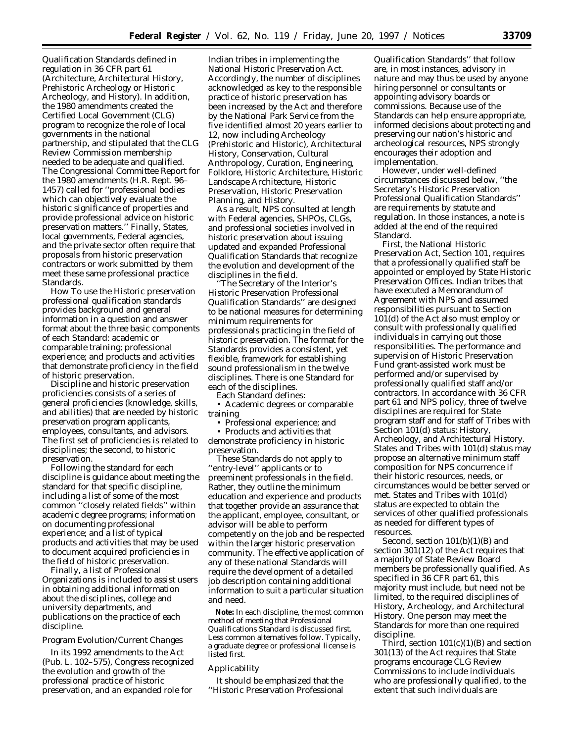Qualification Standards defined in regulation in 36 CFR part 61 (Architecture, Architectural History, Prehistoric Archeology or Historic Archeology, and History). In addition, the 1980 amendments created the Certified Local Government (CLG) program to recognize the role of local governments in the national partnership, and stipulated that the CLG Review Commission membership needed to be adequate and qualified. The Congressional Committee Report for the 1980 amendments (H.R. Rept. 96–1457) called for ''professional bodies which can objectively evaluate the historic significance of properties and provide professional advice on historic preservation matters.'' Finally, States, local governments, Federal agencies, and the private sector often require that proposals from historic preservation contractors or work submitted by them meet these same professional practice Standards.

How To use the Historic preservation professional qualification standards provides background and general information in a question and answer format about the three basic components of each Standard: academic or comparable training; professional experience; and products and activities that demonstrate proficiency in the field of historic preservation.

Discipline and historic preservation proficiencies consists of a series of general proficiencies (knowledge, skills, and abilities) that are needed by historic preservation program applicants, employees, consultants, and advisors. The first set of proficiencies is related to disciplines; the second, to historic preservation.

Following the standard for each discipline is guidance about meeting the standard for that specific discipline, including a list of some of the most common ''closely related fields'' within academic degree programs; information on documenting professional experience; and a list of typical products and activities that may be used to document acquired proficiencies in the field of historic preservation.

Finally, a list of Professional Organizations is included to assist users in obtaining additional information about the disciplines, college and university departments, and publications on the practice of each discipline.

*Program Evolution/Current Changes*

In its 1992 amendments to the Act (Pub. L. 102–575), Congress recognized the evolution and growth of the professional practice of historic preservation, and an expanded role for Indian tribes in implementing the National Historic Preservation Act. Accordingly, the number of disciplines acknowledged as key to the responsible practice of historic preservation has been increased by the Act and therefore by the National Park Service from the five identified almost 20 years earlier to 12, now including Archeology (Prehistoric and Historic), Architectural History, Conservation, Cultural Anthropology, Curation, Engineering, Folklore, Historic Architecture, Historic Landscape Architecture, Historic Preservation, Historic Preservation Planning, and History.

As a result, NPS consulted at length with Federal agencies, SHPOs, CLGs, and professional societies involved in historic preservation about issuing updated and expanded Professional Qualification Standards that recognize the evolution and development of the disciplines in the field.

''The Secretary of the Interior's Historic Preservation Professional Qualification Standards'' are designed to be national measures for determining minimum requirements for professionals practicing in the field of historic preservation. The format for the Standards provides a consistent, yet flexible, framework for establishing sound professionalism in the twelve disciplines. There is one Standard for each of the disciplines.

Each Standard defines:

• Academic degrees or comparable training
• Professional experience; and
• Products and activities that demonstrate proficiency in historic preservation.

These Standards do not apply to ''entry-level'' applicants or to preeminent professionals in the field. Rather, they outline the minimum education and experience and products that together provide an assurance that the applicant, employee, consultant, or advisor will be able to perform competently on the job and be respected within the larger historic preservation community. The effective application of any of these national Standards will require the development of a detailed job description containing additional information to suit a particular situation and need.

**Note:** In each discipline, the most common method of meeting that Professional Qualifications Standard is discussed first. Less common alternatives follow. Typically, a graduate degree or professional license is listed first.

*Applicability*

It should be emphasized that the ''Historic Preservation Professional Qualification Standards'' that follow are, in most instances, advisory in nature and may thus be used by anyone hiring personnel or consultants or appointing advisory boards or commissions. Because use of the Standards can help ensure appropriate, informed decisions about protecting and preserving our nation's historic and archeological resources, NPS strongly encourages their adoption and implementation.

However, under well-defined circumstances discussed below, ''the Secretary's Historic Preservation Professional Qualification Standards'' are requirements by statute and regulation. In those instances, a note is added at the end of the required Standard.

First, the National Historic Preservation Act, Section 101, requires that a professionally qualified staff be appointed or employed by State Historic Preservation Offices. Indian tribes that have executed a Memorandum of Agreement with NPS and assumed responsibilities pursuant to Section 101(d) of the Act also must employ or consult with professionally qualified individuals in carrying out those responsibilities. The performance and supervision of Historic Preservation Fund grant-assisted work must be performed and/or supervised by professionally qualified staff and/or contractors. In accordance with 36 CFR part 61 and NPS policy, three of twelve disciplines are required for State program staff and for staff of Tribes with Section 101(d) status: History, Archeology, and Architectural History. States and Tribes with 101(d) status may propose an alternative minimum staff composition for NPS concurrence if their historic resources, needs, or circumstances would be better served or met. States and Tribes with 101(d) status are expected to obtain the services of other qualified professionals as needed for different types of resources.

Second, section 101(b)(1)(B) and section 301(12) of the Act requires that a majority of State Review Board members be professionally qualified. As specified in 36 CFR part 61, this majority must include, but need not be limited, to the required disciplines of History, Archeology, and Architectural History. One person may meet the Standards for more than one required discipline.

Third, section 101(c)(1)(B) and section 301(13) of the Act requires that State programs encourage CLG Review Commissions to include individuals who are professionally qualified, to the extent that such individuals are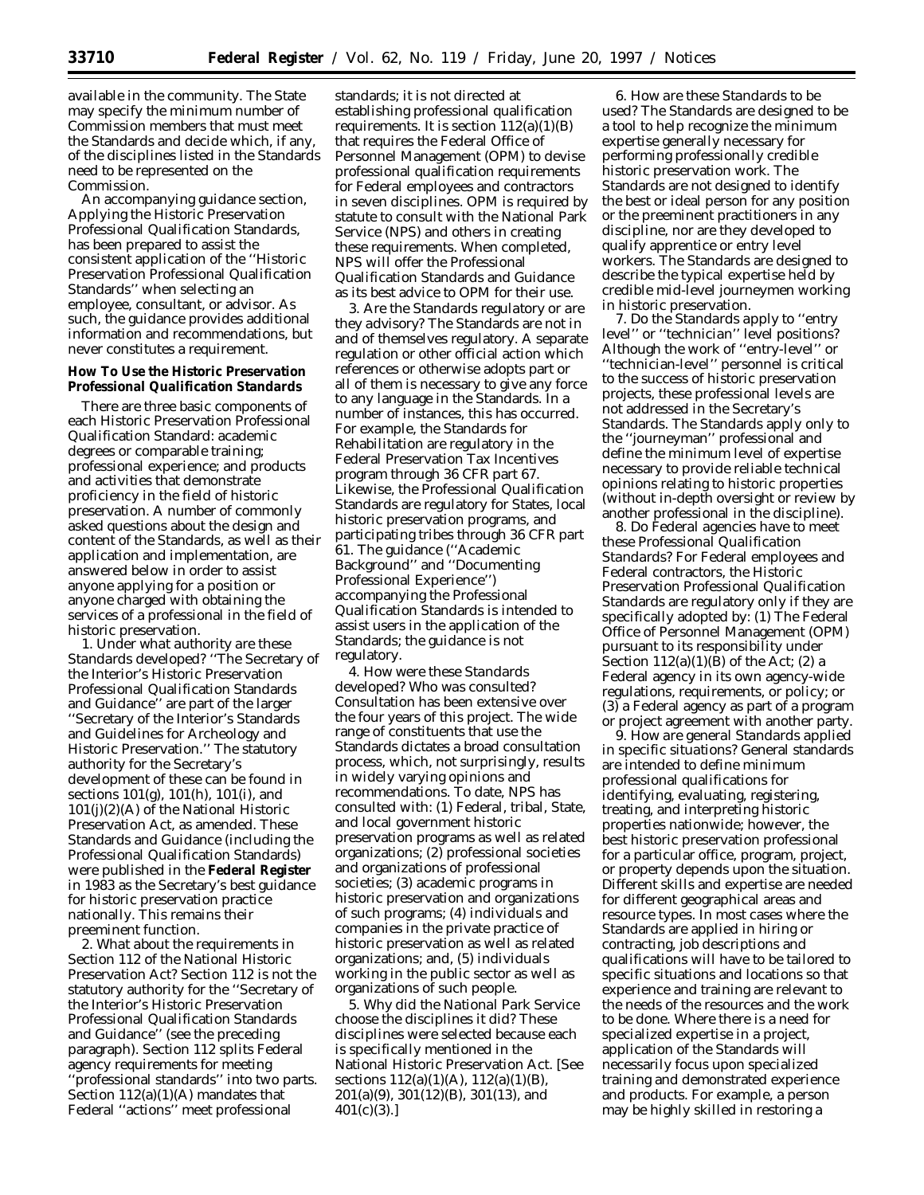available in the community. The State may specify the minimum number of Commission members that must meet the Standards and decide which, if any, of the disciplines listed in the Standards need to be represented on the Commission.

An accompanying guidance section, Applying the Historic Preservation Professional Qualification Standards, has been prepared to assist the consistent application of the "Historic Preservation Professional Qualification Standards" when selecting an employee, consultant, or advisor. As such, the guidance provides additional information and recommendations, but never constitutes a requirement.

**How To Use the Historic Preservation Professional Qualification Standards**

There are three basic components of each Historic Preservation Professional Qualification Standard: academic degrees or comparable training; professional experience; and products and activities that demonstrate proficiency in the field of historic preservation. A number of commonly asked questions about the design and content of the Standards, as well as their application and implementation, are answered below in order to assist anyone applying for a position or anyone charged with obtaining the services of a professional in the field of historic preservation.

1. *Under what authority are these Standards developed?* "The Secretary of the Interior's Historic Preservation Professional Qualification Standards and Guidance" are part of the larger "Secretary of the Interior's Standards and Guidelines for Archeology and Historic Preservation." The statutory authority for the Secretary's development of these can be found in sections 101(g), 101(h), 101(i), and 101(j)(2)(A) of the National Historic Preservation Act, as amended. These Standards and Guidance (including the Professional Qualification Standards) were published in the **Federal Register** in 1983 as the Secretary's best guidance for historic preservation practice nationally. This remains their preeminent function.

2. *What about the requirements in Section 112 of the National Historic Preservation Act?* Section 112 is not the statutory authority for the "Secretary of the Interior's Historic Preservation Professional Qualification Standards and Guidance" (see the preceding paragraph). Section 112 splits Federal agency requirements for meeting "professional standards" into two parts. Section 112(a)(1)(A) mandates that Federal "actions" meet professional standards; it is not directed at establishing professional qualification requirements. It is section 112(a)(1)(B) that requires the Federal Office of Personnel Management (OPM) to devise professional qualification requirements for Federal employees and contractors in seven disciplines. OPM is required by statute to consult with the National Park Service (NPS) and others in creating these requirements. When completed, NPS will offer the Professional Qualification Standards and Guidance as its best advice to OPM for their use.

3. *Are the Standards regulatory or are they advisory?* The Standards are not in and of themselves regulatory. A separate regulation or other official action which references or otherwise adopts part or all of them is necessary to give any force to any language in the Standards. In a number of instances, this has occurred. For example, the Standards for Rehabilitation are regulatory in the Federal Preservation Tax Incentives program through 36 CFR part 67. Likewise, the Professional Qualification Standards are regulatory for States, local historic preservation programs, and participating tribes through 36 CFR part 61. The guidance ("Academic Background" and "Documenting Professional Experience") accompanying the Professional Qualification Standards is intended to assist users in the application of the Standards; the guidance is not regulatory.

4. *How were these Standards developed? Who was consulted?* Consultation has been extensive over the four years of this project. The wide range of constituents that use the Standards dictates a broad consultation process, which, not surprisingly, results in widely varying opinions and recommendations. To date, NPS has consulted with: (1) Federal, tribal, State, and local government historic preservation programs as well as related organizations; (2) professional societies and organizations of professional societies; (3) academic programs in historic preservation and organizations of such programs; (4) individuals and companies in the private practice of historic preservation as well as related organizations; and, (5) individuals working in the public sector as well as organizations of such people.

5. *Why did the National Park Service choose the disciplines it did?* These disciplines were selected because each is specifically mentioned in the National Historic Preservation Act. [See sections 112(a)(1)(A), 112(a)(1)(B), 201(a)(9), 301(12)(B), 301(13), and 401(c)(3).]

6. *How are these Standards to be used?* The Standards are designed to be a tool to help recognize the minimum expertise generally necessary for performing professionally credible historic preservation work. The Standards are not designed to identify the best or ideal person for any position or the preeminent practitioners in any discipline, nor are they developed to qualify apprentice or entry level workers. The Standards are designed to describe the typical expertise held by credible mid-level journeymen working in historic preservation.

7. *Do the Standards apply to "entry level" or "technician" level positions?* Although the work of "entry-level" or "technician-level" personnel is critical to the success of historic preservation projects, these professional levels are not addressed in the Secretary's Standards. The Standards apply only to the "journeyman" professional and define the minimum level of expertise necessary to provide reliable technical opinions relating to historic properties (without in-depth oversight or review by another professional in the discipline).

8. *Do Federal agencies have to meet these Professional Qualification Standards?* For Federal employees and Federal contractors, the Historic Preservation Professional Qualification Standards are regulatory only if they are specifically adopted by: (1) The Federal Office of Personnel Management (OPM) pursuant to its responsibility under Section 112(a)(1)(B) of the Act; (2) a Federal agency in its own agency-wide regulations, requirements, or policy; or (3) a Federal agency as part of a program or project agreement with another party.

9. *How are general Standards applied in specific situations?* General standards are intended to define minimum professional qualifications for identifying, evaluating, registering, treating, and interpreting historic properties nationwide; however, the best historic preservation professional for a particular office, program, project, or property depends upon the situation. Different skills and expertise are needed for different geographical areas and resource types. In most cases where the Standards are applied in hiring or contracting, job descriptions and qualifications will have to be tailored to specific situations and locations so that experience and training are relevant to the needs of the resources and the work to be done. Where there is a need for specialized expertise in a project, application of the Standards will necessarily focus upon specialized training and demonstrated experience and products. For example, a person may be highly skilled in restoring a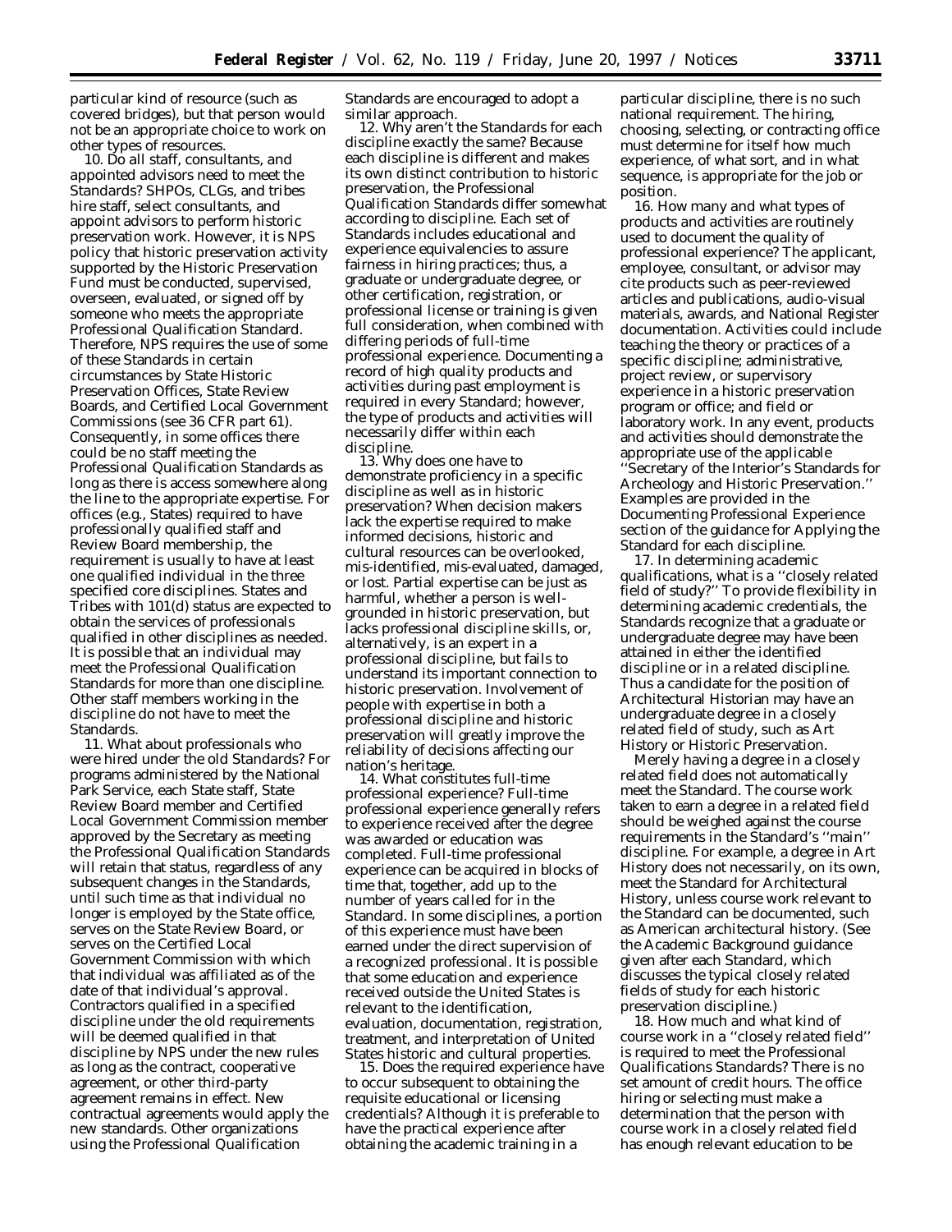particular kind of resource (such as covered bridges), but that person would not be an appropriate choice to work on other types of resources.

10. *Do all staff, consultants, and appointed advisors need to meet the Standards?* SHPOs, CLGs, and tribes hire staff, select consultants, and appoint advisors to perform historic preservation work. However, it is NPS policy that historic preservation activity supported by the Historic Preservation Fund must be conducted, supervised, overseen, evaluated, or signed off by someone who meets the appropriate Professional Qualification Standard. Therefore, NPS requires the use of some of these Standards in certain circumstances by State Historic Preservation Offices, State Review Boards, and Certified Local Government Commissions (see 36 CFR part 61). Consequently, in some offices there could be no staff meeting the Professional Qualification Standards as long as there is access somewhere along the line to the appropriate expertise. For offices (e.g., States) required to have professionally qualified staff and Review Board membership, the requirement is usually to have at least one qualified individual in the three specified core disciplines. States and Tribes with 101(d) status are expected to obtain the services of professionals qualified in other disciplines as needed. It is possible that an individual may meet the Professional Qualification Standards for more than one discipline. Other staff members working in the discipline do not have to meet the Standards.

11. *What about professionals who were hired under the old Standards?* For programs administered by the National Park Service, each State staff, State Review Board member and Certified Local Government Commission member approved by the Secretary as meeting the Professional Qualification Standards will retain that status, regardless of any subsequent changes in the Standards, until such time as that individual no longer is employed by the State office, serves on the State Review Board, or serves on the Certified Local Government Commission with which that individual was affiliated as of the date of that individual's approval. Contractors qualified in a specified discipline under the old requirements will be deemed qualified in that discipline by NPS under the new rules as long as the contract, cooperative agreement, or other third-party agreement remains in effect. New contractual agreements would apply the new standards. Other organizations using the Professional Qualification Standards are encouraged to adopt a similar approach.

12. *Why aren't the Standards for each discipline exactly the same?* Because each discipline is different and makes its own distinct contribution to historic preservation, the Professional Qualification Standards differ somewhat according to discipline. Each set of Standards includes educational and experience equivalencies to assure fairness in hiring practices; thus, a graduate or undergraduate degree, or other certification, registration, or professional license or training is given full consideration, when combined with differing periods of full-time professional experience. Documenting a record of high quality products and activities during past employment is required in every Standard; however, the type of products and activities will necessarily differ within each discipline.

13. *Why does one have to demonstrate proficiency in a specific discipline as well as in historic preservation?* When decision makers lack the expertise required to make informed decisions, historic and cultural resources can be overlooked, mis-identified, mis-evaluated, damaged, or lost. Partial expertise can be just as harmful, whether a person is well-grounded in historic preservation, but lacks professional discipline skills, or, alternatively, is an expert in a professional discipline, but fails to understand its important connection to historic preservation. Involvement of people with expertise in both a professional discipline and historic preservation will greatly improve the reliability of decisions affecting our nation's heritage.

14. *What constitutes full-time professional experience?* Full-time professional experience generally refers to experience received after the degree was awarded or education was completed. Full-time professional experience can be acquired in blocks of time that, together, add up to the number of years called for in the Standard. In some disciplines, a portion of this experience must have been earned under the direct supervision of a recognized professional. It is possible that some education and experience received outside the United States is relevant to the identification, evaluation, documentation, registration, treatment, and interpretation of United States historic and cultural properties.

15. *Does the required experience have to occur subsequent to obtaining the requisite educational or licensing credentials?* Although it is preferable to have the practical experience after obtaining the academic training in a particular discipline, there is no such national requirement. The hiring, choosing, selecting, or contracting office must determine for itself how much experience, of what sort, and in what sequence, is appropriate for the job or position.

16. *How many and what types of products and activities are routinely used to document the quality of professional experience?* The applicant, employee, consultant, or advisor may cite products such as peer-reviewed articles and publications, audio-visual materials, awards, and National Register documentation. Activities could include teaching the theory or practices of a specific discipline; administrative, project review, or supervisory experience in a historic preservation program or office; and field or laboratory work. In any event, products and activities should demonstrate the appropriate use of the applicable "Secretary of the Interior's Standards for Archeology and Historic Preservation." Examples are provided in the Documenting Professional Experience section of the guidance for Applying the Standard for each discipline.

17. *In determining academic qualifications, what is a "closely related field of study?"* To provide flexibility in determining academic credentials, the Standards recognize that a graduate or undergraduate degree may have been attained in either the identified discipline or in a related discipline. Thus a candidate for the position of Architectural Historian may have an undergraduate degree in a closely related field of study, such as Art History or Historic Preservation.

Merely having a degree in a closely related field does not automatically meet the Standard. The course work taken to earn a degree in a related field should be weighed against the course requirements in the Standard's "main" discipline. For example, a degree in Art History does not necessarily, on its own, meet the Standard for Architectural History, unless course work relevant to the Standard can be documented, such as American architectural history. (See the Academic Background guidance given after each Standard, which discusses the typical closely related fields of study for each historic preservation discipline.)

18. *How much and what kind of course work in a "closely related field" is required to meet the Professional Qualifications Standards?* There is no set amount of credit hours. The office hiring or selecting must make a determination that the person with course work in a closely related field has enough relevant education to be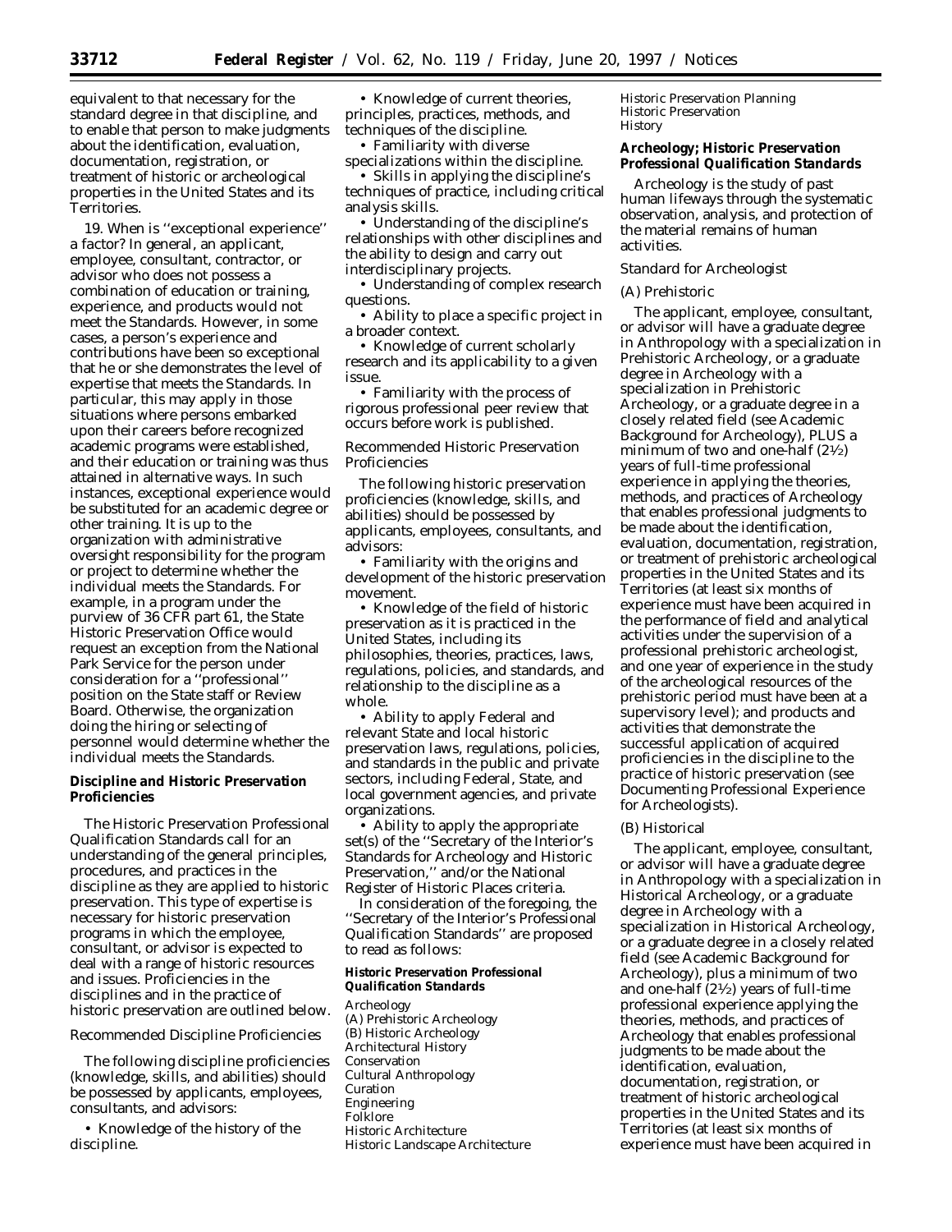equivalent to that necessary for the standard degree in that discipline, and to enable that person to make judgments about the identification, evaluation, documentation, registration, or treatment of historic or archeological properties in the United States and its Territories.

19. When is ''exceptional experience'' a factor? In general, an applicant, employee, consultant, contractor, or advisor who does not possess a combination of education or training, experience, and products would not meet the Standards. However, in some cases, a person's experience and contributions have been so exceptional that he or she demonstrates the level of expertise that meets the Standards. In particular, this may apply in those situations where persons embarked upon their careers before recognized academic programs were established, and their education or training was thus attained in alternative ways. In such instances, exceptional experience would be substituted for an academic degree or other training. It is up to the organization with administrative oversight responsibility for the program or project to determine whether the individual meets the Standards. For example, in a program under the purview of 36 CFR part 61, the State Historic Preservation Office would request an exception from the National Park Service for the person under consideration for a ''professional'' position on the State staff or Review Board. Otherwise, the organization doing the hiring or selecting of personnel would determine whether the individual meets the Standards.

## Discipline and Historic Preservation Proficiencies

The Historic Preservation Professional Qualification Standards call for an understanding of the general principles, procedures, and practices in the discipline as they are applied to historic preservation. This type of expertise is necessary for historic preservation programs in which the employee, consultant, or advisor is expected to deal with a range of historic resources and issues. Proficiencies in the disciplines and in the practice of historic preservation are outlined below.

*Recommended Discipline Proficiencies*

The following discipline proficiencies (knowledge, skills, and abilities) should be possessed by applicants, employees, consultants, and advisors:

- Knowledge of the history of the discipline.
- Knowledge of current theories, principles, practices, methods, and techniques of the discipline.
- Familiarity with diverse specializations within the discipline.
- Skills in applying the discipline's techniques of practice, including critical analysis skills.
- Understanding of the discipline's relationships with other disciplines and the ability to design and carry out interdisciplinary projects.
- Understanding of complex research questions.
- Ability to place a specific project in a broader context.
- Knowledge of current scholarly research and its applicability to a given issue.
- Familiarity with the process of rigorous professional peer review that occurs before work is published.

*Recommended Historic Preservation Proficiencies*

The following historic preservation proficiencies (knowledge, skills, and abilities) should be possessed by applicants, employees, consultants, and advisors:

- Familiarity with the origins and development of the historic preservation movement.
- Knowledge of the field of historic preservation as it is practiced in the United States, including its philosophies, theories, practices, laws, regulations, policies, and standards, and relationship to the discipline as a whole.
- Ability to apply Federal and relevant State and local historic preservation laws, regulations, policies, and standards in the public and private sectors, including Federal, State, and local government agencies, and private organizations.
- Ability to apply the appropriate set(s) of the ''Secretary of the Interior's Standards for Archeology and Historic Preservation,'' and/or the National Register of Historic Places criteria.

In consideration of the foregoing, the ''Secretary of the Interior's Professional Qualification Standards'' are proposed to read as follows:

### Historic Preservation Professional Qualification Standards

Archeology
(A) Prehistoric Archeology
(B) Historic Archeology
Architectural History
Conservation
Cultural Anthropology
Curation
Engineering
Folklore
Historic Architecture
Historic Landscape Architecture
Historic Preservation Planning
Historic Preservation
History

### Archeology; Historic Preservation Professional Qualification Standards

Archeology is the study of past human lifeways through the systematic observation, analysis, and protection of the material remains of human activities.

*Standard for Archeologist*

*(A) Prehistoric*

The applicant, employee, consultant, or advisor will have a graduate degree in Anthropology with a specialization in Prehistoric Archeology, or a graduate degree in Archeology with a specialization in Prehistoric Archeology, or a graduate degree in a closely related field (see Academic Background for Archeology), PLUS a minimum of two and one-half (2½) years of full-time professional experience in applying the theories, methods, and practices of Archeology that enables professional judgments to be made about the identification, evaluation, documentation, registration, or treatment of prehistoric archeological properties in the United States and its Territories (at least six months of experience must have been acquired in the performance of field and analytical activities under the supervision of a professional prehistoric archeologist, and one year of experience in the study of the archeological resources of the prehistoric period must have been at a supervisory level); and products and activities that demonstrate the successful application of acquired proficiencies in the discipline to the practice of historic preservation (see Documenting Professional Experience for Archeologists).

*(B) Historical*

The applicant, employee, consultant, or advisor will have a graduate degree in Anthropology with a specialization in Historical Archeology, or a graduate degree in Archeology with a specialization in Historical Archeology, or a graduate degree in a closely related field (see Academic Background for Archeology), plus a minimum of two and one-half (2½) years of full-time professional experience applying the theories, methods, and practices of Archeology that enables professional judgments to be made about the identification, evaluation, documentation, registration, or treatment of historic archeological properties in the United States and its Territories (at least six months of experience must have been acquired in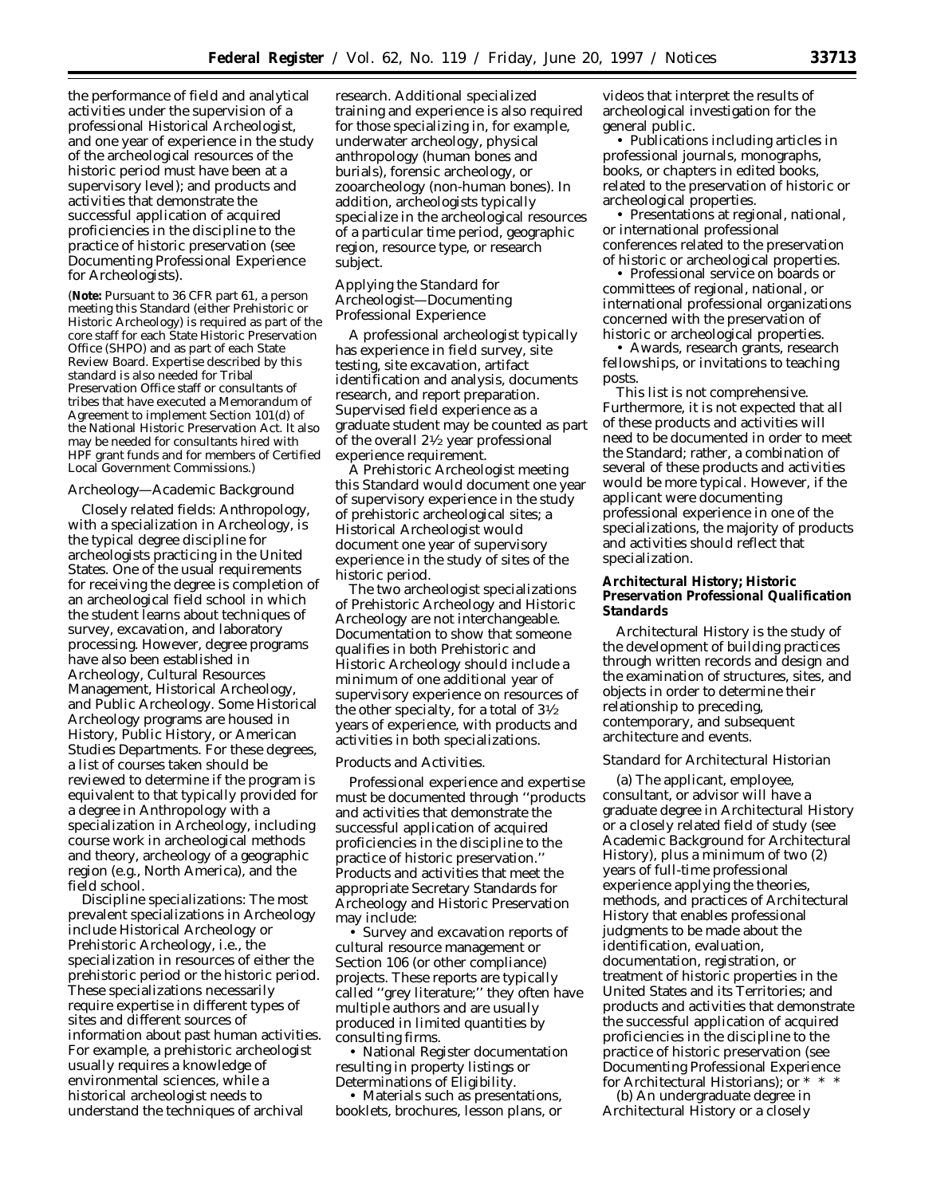the performance of field and analytical activities under the supervision of a professional Historical Archeologist, and one year of experience in the study of the archeological resources of the historic period must have been at a supervisory level); and products and activities that demonstrate the successful application of acquired proficiencies in the discipline to the practice of historic preservation (see Documenting Professional Experience for Archeologists).

(**Note:** Pursuant to 36 CFR part 61, a person meeting this Standard (either Prehistoric or Historic Archeology) is required as part of the core staff for each State Historic Preservation Office (SHPO) and as part of each State Review Board. Expertise described by this standard is also needed for Tribal Preservation Office staff or consultants of tribes that have executed a Memorandum of Agreement to implement Section 101(d) of the National Historic Preservation Act. It also may be needed for consultants hired with HPF grant funds and for members of Certified Local Government Commissions.)

*Archeology—Academic Background*

Closely related fields: Anthropology, with a specialization in Archeology, is the typical degree discipline for archeologists practicing in the United States. One of the usual requirements for receiving the degree is completion of an archeological field school in which the student learns about techniques of survey, excavation, and laboratory processing. However, degree programs have also been established in Archeology, Cultural Resources Management, Historical Archeology, and Public Archeology. Some Historical Archeology programs are housed in History, Public History, or American Studies Departments. For these degrees, a list of courses taken should be reviewed to determine if the program is equivalent to that typically provided for a degree in Anthropology with a specialization in Archeology, including course work in archeological methods and theory, archeology of a geographic region (e.g., North America), and the field school.

Discipline specializations: The most prevalent specializations in Archeology include Historical Archeology or Prehistoric Archeology, i.e., the specialization in resources of either the prehistoric period or the historic period. These specializations necessarily require expertise in different types of sites and different sources of information about past human activities. For example, a prehistoric archeologist usually requires a knowledge of environmental sciences, while a historical archeologist needs to understand the techniques of archival research. Additional specialized training and experience is also required for those specializing in, for example, underwater archeology, physical anthropology (human bones and burials), forensic archeology, or zooarcheology (non-human bones). In addition, archeologists typically specialize in the archeological resources of a particular time period, geographic region, resource type, or research subject.

*Applying the Standard for Archeologist—Documenting Professional Experience*

A professional archeologist typically has experience in field survey, site testing, site excavation, artifact identification and analysis, documents research, and report preparation. Supervised field experience as a graduate student may be counted as part of the overall 2½ year professional experience requirement.

A Prehistoric Archeologist meeting this Standard would document one year of supervisory experience in the study of prehistoric archeological sites; a Historical Archeologist would document one year of supervisory experience in the study of sites of the historic period.

The two archeologist specializations of Prehistoric Archeology and Historic Archeology are not interchangeable. Documentation to show that someone qualifies in both Prehistoric and Historic Archeology should include a minimum of one additional year of supervisory experience on resources of the other specialty, for a total of 3½ years of experience, with products and activities in both specializations.

*Products and Activities.*

Professional experience and expertise must be documented through ''products and activities that demonstrate the successful application of acquired proficiencies in the discipline to the practice of historic preservation.'' Products and activities that meet the appropriate Secretary Standards for Archeology and Historic Preservation may include:

- Survey and excavation reports of cultural resource management or Section 106 (or other compliance) projects. These reports are typically called ''grey literature;'' they often have multiple authors and are usually produced in limited quantities by consulting firms.
- National Register documentation resulting in property listings or Determinations of Eligibility.
- Materials such as presentations, booklets, brochures, lesson plans, or videos that interpret the results of archeological investigation for the general public.
- Publications including articles in professional journals, monographs, books, or chapters in edited books, related to the preservation of historic or archeological properties.
- Presentations at regional, national, or international professional conferences related to the preservation of historic or archeological properties.
- Professional service on boards or committees of regional, national, or international professional organizations concerned with the preservation of historic or archeological properties.
- Awards, research grants, research fellowships, or invitations to teaching posts.

This list is not comprehensive. Furthermore, it is not expected that all of these products and activities will need to be documented in order to meet the Standard; rather, a combination of several of these products and activities would be more typical. However, if the applicant were documenting professional experience in one of the specializations, the majority of products and activities should reflect that specialization.

**Architectural History; Historic Preservation Professional Qualification Standards**

Architectural History is the study of the development of building practices through written records and design and the examination of structures, sites, and objects in order to determine their relationship to preceding, contemporary, and subsequent architecture and events.

*Standard for Architectural Historian*

(a) The applicant, employee, consultant, or advisor will have a graduate degree in Architectural History or a closely related field of study (see Academic Background for Architectural History), plus a minimum of two (2) years of full-time professional experience applying the theories, methods, and practices of Architectural History that enables professional judgments to be made about the identification, documentation, registration, or treatment of historic properties in the United States and its Territories; and products and activities that demonstrate the successful application of acquired proficiencies in the discipline to the practice of historic preservation (see Documenting Professional Experience for Architectural Historians); or * * *

(b) An undergraduate degree in Architectural History or a closely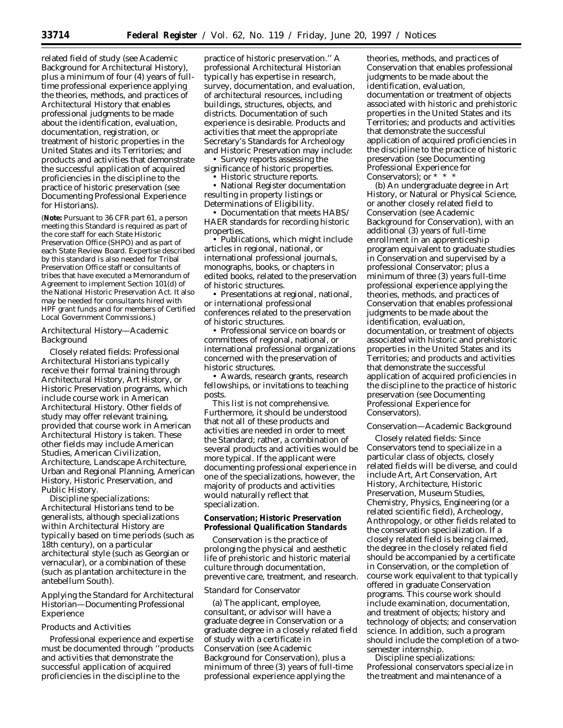related field of study (see Academic Background for Architectural History), plus a minimum of four (4) years of full-time professional experience applying the theories, methods, and practices of Architectural History that enables professional judgments to be made about the identification, evaluation, documentation, registration, or treatment of historic properties in the United States and its Territories; and products and activities that demonstrate the successful application of acquired proficiencies in the discipline to the practice of historic preservation (see Documenting Professional Experience for Historians).

(**Note:** Pursuant to 36 CFR part 61, a person meeting this Standard is required as part of the core staff for each State Historic Preservation Office (SHPO) and as part of each State Review Board. Expertise described by this standard is also needed for Tribal Preservation Office staff or consultants of tribes that have executed a Memorandum of Agreement to implement Section 101(d) of the National Historic Preservation Act. It also may be needed for consultants hired with HPF grant funds and for members of Certified Local Government Commissions.)

*Architectural History—Academic Background*

*Closely related fields:* Professional Architectural Historians typically receive their formal training through Architectural History, Art History, or Historic Preservation programs, which include course work in American Architectural History. Other fields of study may offer relevant training, provided that course work in American Architectural History is taken. These other fields may include American Studies, American Civilization, Architecture, Landscape Architecture, Urban and Regional Planning, American History, Historic Preservation, and Public History.

*Discipline specializations:* Architectural Historians tend to be generalists, although specializations within Architectural History are typically based on time periods (such as 18th century), on a particular architectural style (such as Georgian or vernacular), or a combination of these (such as plantation architecture in the antebellum South).

*Applying the Standard for Architectural Historian—Documenting Professional Experience*

*Products and Activities*

Professional experience and expertise must be documented through ''products and activities that demonstrate the successful application of acquired proficiencies in the discipline to the practice of historic preservation.'' A professional Architectural Historian typically has expertise in research, survey, documentation, and evaluation, of architectural resources, including buildings, structures, objects, and districts. Documentation of such experience is desirable. Products and activities that meet the appropriate Secretary's Standards for Archeology and Historic Preservation may include:

- Survey reports assessing the significance of historic properties.
- Historic structure reports.
- National Register documentation resulting in property listings or Determinations of Eligibility.
- Documentation that meets HABS/HAER standards for recording historic properties.
- Publications, which might include articles in regional, national, or international professional journals, monographs, books, or chapters in edited books, related to the preservation of historic structures.
- Presentations at regional, national, or international professional conferences related to the preservation of historic structures.
- Professional service on boards or committees of regional, national, or international professional organizations concerned with the preservation of historic structures.
- Awards, research grants, research fellowships, or invitations to teaching posts.

This list is not comprehensive. Furthermore, it should be understood that not all of these products and activities are needed in order to meet the Standard; rather, a combination of several products and activities would be more typical. If the applicant were documenting professional experience in one of the specializations, however, the majority of products and activities would naturally reflect that specialization.

**Conservation; Historic Preservation Professional Qualification Standards**

Conservation is the practice of prolonging the physical and aesthetic life of prehistoric and historic material culture through documentation, preventive care, treatment, and research.

*Standard for Conservator*

(a) The applicant, employee, consultant, or advisor will have a graduate degree in Conservation or a graduate degree in a closely related field of study with a certificate in Conservation (see Academic Background for Conservation), plus a minimum of three (3) years of full-time professional experience applying the theories, methods, and practices of Conservation that enables professional judgments to be made about the identification, evaluation, documentation or treatment of objects associated with historic and prehistoric properties in the United States and its Territories; and products and activities that demonstrate the successful application of acquired proficiencies in the discipline to the practice of historic preservation (see Documenting Professional Experience for Conservators); or * * *

(b) An undergraduate degree in Art History, or Natural or Physical Science, or another closely related field to Conservation (see Academic Background for Conservation), with an additional (3) years of full-time enrollment in an apprenticeship program equivalent to graduate studies in Conservation and supervised by a professional Conservator; plus a minimum of three (3) years full-time professional experience applying the theories, methods, and practices of Conservation that enables professional judgments to be made about the identification, evaluation, documentation, or treatment of objects associated with historic and prehistoric properties in the United States and its Territories; and products and activities that demonstrate the successful application of acquired proficiencies in the discipline to the practice of historic preservation (see Documenting Professional Experience for Conservators).

*Conservation—Academic Background*

*Closely related fields:* Since Conservators tend to specialize in a particular class of objects, closely related fields will be diverse, and could include Art, Art Conservation, Art History, Architecture, Historic Preservation, Museum Studies, Chemistry, Physics, Engineering (or a related scientific field), Archeology, Anthropology, or other fields related to the conservation specialization. If a closely related field is being claimed, the degree in the closely related field should be accompanied by a certificate in Conservation, or the completion of course work equivalent to that typically offered in graduate Conservation programs. This course work should include examination, documentation, and treatment of objects; history and technology of objects; and conservation science. In addition, such a program should include the completion of a two-semester internship.

*Discipline specializations:* Professional conservators specialize in the treatment and maintenance of a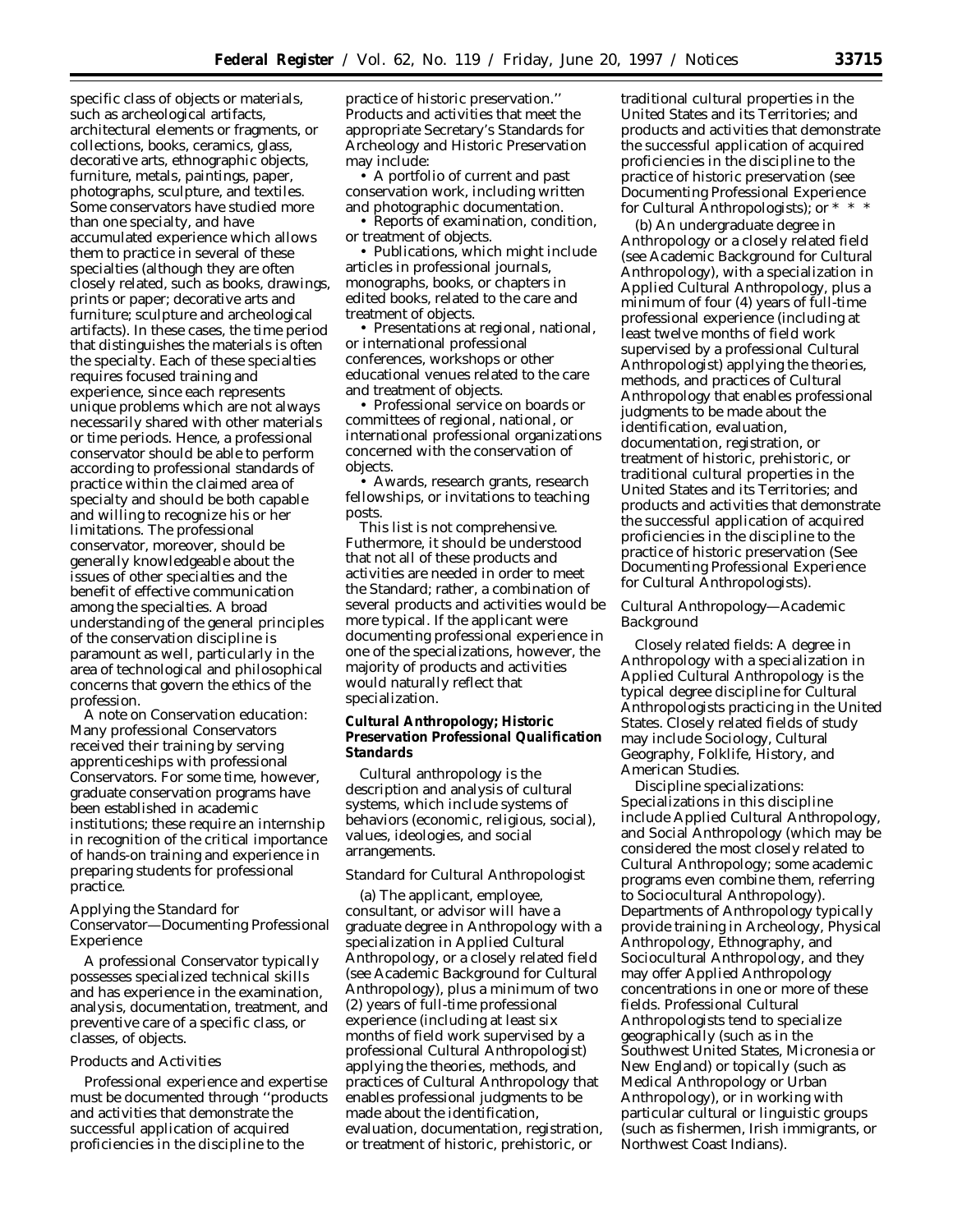specific class of objects or materials, such as archeological artifacts, architectural elements or fragments, or collections, books, ceramics, glass, decorative arts, ethnographic objects, furniture, metals, paintings, paper, photographs, sculpture, and textiles. Some conservators have studied more than one specialty, and have accumulated experience which allows them to practice in several of these specialties (although they are often closely related, such as books, drawings, prints or paper; decorative arts and furniture; sculpture and archeological artifacts). In these cases, the time period that distinguishes the materials is often the specialty. Each of these specialties requires focused training and experience, since each represents unique problems which are not always necessarily shared with other materials or time periods. Hence, a professional conservator should be able to perform according to professional standards of practice within the claimed area of specialty and should be both capable and willing to recognize his or her limitations. The professional conservator, moreover, should be generally knowledgeable about the issues of other specialties and the benefit of effective communication among the specialties. A broad understanding of the general principles of the conservation discipline is paramount as well, particularly in the area of technological and philosophical concerns that govern the ethics of the profession.

A note on Conservation education: Many professional Conservators received their training by serving apprenticeships with professional Conservators. For some time, however, graduate conservation programs have been established in academic institutions; these require an internship in recognition of the critical importance of hands-on training and experience in preparing students for professional practice.

*Applying the Standard for Conservator—Documenting Professional Experience*

A professional Conservator typically possesses specialized technical skills and has experience in the examination, analysis, documentation, treatment, and preventive care of a specific class, or classes, of objects.

*Products and Activities*

Professional experience and expertise must be documented through ''products and activities that demonstrate the successful application of acquired proficiencies in the discipline to the practice of historic preservation.'' Products and activities that meet the appropriate Secretary's Standards for Archeology and Historic Preservation may include:

• A portfolio of current and past conservation work, including written and photographic documentation.

• Reports of examination, condition, or treatment of objects.

• Publications, which might include articles in professional journals, monographs, books, or chapters in edited books, related to the care and treatment of objects.

• Presentations at regional, national, or international professional conferences, workshops or other educational venues related to the care and treatment of objects.

• Professional service on boards or committees of regional, national, or international professional organizations concerned with the conservation of objects.

• Awards, research grants, research fellowships, or invitations to teaching posts.

This list is not comprehensive. Futhermore, it should be understood that not all of these products and activities are needed in order to meet the Standard; rather, a combination of several products and activities would be more typical. If the applicant were documenting professional experience in one of the specializations, however, the majority of products and activities would naturally reflect that specialization.

**Cultural Anthropology; Historic Preservation Professional Qualification Standards**

Cultural anthropology is the description and analysis of cultural systems, which include systems of behaviors (economic, religious, social), values, ideologies, and social arrangements.

*Standard for Cultural Anthropologist*

(a) The applicant, employee, consultant, or advisor will have a graduate degree in Anthropology with a specialization in Applied Cultural Anthropology, or a closely related field (see Academic Background for Cultural Anthropology), plus a minimum of two (2) years of full-time professional experience (including at least six months of field work supervised by a professional Cultural Anthropologist) applying the theories, methods, and practices of Cultural Anthropology that enables professional judgments to be made about the identification, evaluation, documentation, registration, or treatment of historic, prehistoric, or traditional cultural properties in the United States and its Territories; and products and activities that demonstrate the successful application of acquired proficiencies in the discipline to the practice of historic preservation (see Documenting Professional Experience for Cultural Anthropologists); or * * *

(b) An undergraduate degree in Anthropology or a closely related field (see Academic Background for Cultural Anthropology), with a specialization in Applied Cultural Anthropology, plus a minimum of four (4) years of full-time professional experience (including at least twelve months of field work supervised by a professional Cultural Anthropologist) applying the theories, methods, and practices of Cultural Anthropology that enables professional judgments to be made about the identification, evaluation, documentation, registration, or treatment of historic, prehistoric, or traditional cultural properties in the United States and its Territories; and products and activities that demonstrate the successful application of acquired proficiencies in the discipline to the practice of historic preservation (See Documenting Professional Experience for Cultural Anthropologists).

*Cultural Anthropology—Academic Background*

Closely related fields: A degree in Anthropology with a specialization in Applied Cultural Anthropology is the typical degree discipline for Cultural Anthropologists practicing in the United States. Closely related fields of study may include Sociology, Cultural Geography, Folklife, History, and American Studies.

Discipline specializations: Specializations in this discipline include Applied Cultural Anthropology, and Social Anthropology (which may be considered the most closely related to Cultural Anthropology; some academic programs even combine them, referring to Sociocultural Anthropology). Departments of Anthropology typically provide training in Archeology, Physical Anthropology, Ethnography, and Sociocultural Anthropology, and they may offer Applied Anthropology concentrations in one or more of these fields. Professional Cultural Anthropologists tend to specialize geographically (such as in the Southwest United States, Micronesia or New England) or topically (such as Medical Anthropology or Urban Anthropology), or in working with particular cultural or linguistic groups (such as fishermen, Irish immigrants, or Northwest Coast Indians).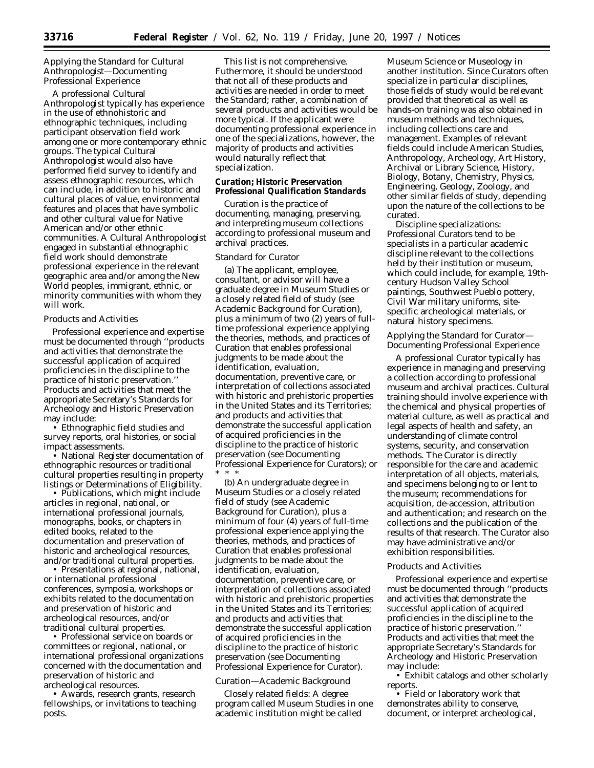*Applying the Standard for Cultural Anthropologist—Documenting Professional Experience*

A professional Cultural Anthropologist typically has experience in the use of ethnohistoric and ethnographic techniques, including participant observation field work among one or more contemporary ethnic groups. The typical Cultural Anthropologist would also have performed field survey to identify and assess ethnographic resources, which can include, in addition to historic and cultural places of value, environmental features and places that have symbolic and other cultural value for Native American and/or other ethnic communities. A Cultural Anthropologist engaged in substantial ethnographic field work should demonstrate professional experience in the relevant geographic area and/or among the New World peoples, immigrant, ethnic, or minority communities with whom they will work.

*Products and Activities*

Professional experience and expertise must be documented through ''products and activities that demonstrate the successful application of acquired proficiencies in the discipline to the practice of historic preservation.'' Products and activities that meet the appropriate Secretary's Standards for Archeology and Historic Preservation may include:

• Ethnographic field studies and survey reports, oral histories, or social impact assessments.

• National Register documentation of ethnographic resources or traditional cultural properties resulting in property listings or Determinations of Eligibility.

• Publications, which might include articles in regional, national, or international professional journals, monographs, books, or chapters in edited books, related to the documentation and preservation of historic and archeological resources, and/or traditional cultural properties.

• Presentations at regional, national, or international professional conferences, symposia, workshops or exhibits related to the documentation and preservation of historic and archeological resources, and/or traditional cultural properties.

• Professional service on boards or committees or regional, national, or international professional organizations concerned with the documentation and preservation of historic and archeological resources.

• Awards, research grants, research fellowships, or invitations to teaching posts.

This list is not comprehensive. Futhermore, it should be understood that not all of these products and activities are needed in order to meet the Standard; rather, a combination of several products and activities would be more typical. If the applicant were documenting professional experience in one of the specializations, however, the majority of products and activities would naturally reflect that specialization.

**Curation; Historic Preservation Professional Qualification Standards**

Curation is the practice of documenting, managing, preserving, and interpreting museum collections according to professional museum and archival practices.

*Standard for Curator*

(a) The applicant, employee, consultant, or advisor will have a graduate degree in Museum Studies or a closely related field of study (see Academic Background for Curation), plus a minimum of two (2) years of full-time professional experience applying the theories, methods, and practices of Curation that enables professional judgments to be made about the identification, evaluation, documentation, preventive care, or interpretation of collections associated with historic and prehistoric properties in the United States and its Territories; and products and activities that demonstrate the successful application of acquired proficiencies in the discipline to the practice of historic preservation (see Documenting Professional Experience for Curators); or * * *

(b) An undergraduate degree in Museum Studies or a closely related field of study (see Academic Background for Curation), plus a minimum of four (4) years of full-time professional experience applying the theories, methods, and practices of Curation that enables professional judgments to be made about the identification, evaluation, documentation, preventive care, or interpretation of collections associated with historic and prehistoric properties in the United States and its Territories; and products and activities that demonstrate the successful application of acquired proficiencies in the discipline to the practice of historic preservation (see Documenting Professional Experience for Curator).

*Curation—Academic Background*

Closely related fields: A degree program called Museum Studies in one academic institution might be called Museum Science or Museology in another institution. Since Curators often specialize in particular disciplines, those fields of study would be relevant provided that theoretical as well as hands-on training was also obtained in museum methods and techniques, including collections care and management. Examples of relevant fields could include American Studies, Anthropology, Archeology, Art History, Archival or Library Science, History, Biology, Botany, Chemistry, Physics, Engineering, Geology, Zoology, and other similar fields of study, depending upon the nature of the collections to be curated.

Discipline specializations: Professional Curators tend to be specialists in a particular academic discipline relevant to the collections held by their institution or museum, which could include, for example, 19th-century Hudson Valley School paintings, Southwest Pueblo pottery, Civil War military uniforms, site-specific archeological materials, or natural history specimens.

*Applying the Standard for Curator—Documenting Professional Experience*

A professional Curator typically has experience in managing and preserving a collection according to professional museum and archival practices. Cultural training should involve experience with the chemical and physical properties of material culture, as well as practical and legal aspects of health and safety, an understanding of climate control systems, security, and conservation methods. The Curator is directly responsible for the care and academic interpretation of all objects, materials, and specimens belonging to or lent to the museum; recommendations for acquisition, de-accession, attribution and authentication; and research on the collections and the publication of the results of that research. The Curator also may have administrative and/or exhibition responsibilities.

*Products and Activities*

Professional experience and expertise must be documented through ''products and activities that demonstrate the successful application of acquired proficiencies in the discipline to the practice of historic preservation.'' Products and activities that meet the appropriate Secretary's Standards for Archeology and Historic Preservation may include:

• Exhibit catalogs and other scholarly reports.

• Field or laboratory work that demonstrates ability to conserve, document, or interpret archeological,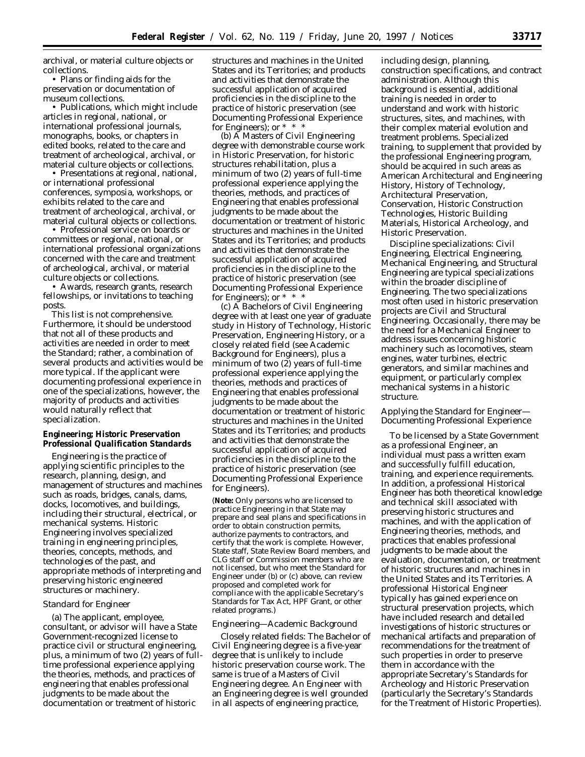archival, or material culture objects or collections.

• Plans or finding aids for the preservation or documentation of museum collections.

• Publications, which might include articles in regional, national, or international professional journals, monographs, books, or chapters in edited books, related to the care and treatment of archeological, archival, or material culture objects or collections.

• Presentations at regional, national, or international professional conferences, symposia, workshops, or exhibits related to the care and treatment of archeological, archival, or material cultural objects or collections.

• Professional service on boards or committees or regional, national, or international professional organizations concerned with the care and treatment of archeological, archival, or material culture objects or collections.

• Awards, research grants, research fellowships, or invitations to teaching posts.

This list is not comprehensive. Furthermore, it should be understood that not all of these products and activities are needed in order to meet the Standard; rather, a combination of several products and activities would be more typical. If the applicant were documenting professional experience in one of the specializations, however, the majority of products and activities would naturally reflect that specialization.

**Engineering; Historic Preservation Professional Qualification Standards**

Engineering is the practice of applying scientific principles to the research, planning, design, and management of structures and machines such as roads, bridges, canals, dams, docks, locomotives, and buildings, including their structural, electrical, or mechanical systems. Historic Engineering involves specialized training in engineering principles, theories, concepts, methods, and technologies of the past, and appropriate methods of interpreting and preserving historic engineered structures or machinery.

*Standard for Engineer*

(a) The applicant, employee, consultant, or advisor will have a State Government-recognized license to practice civil or structural engineering, plus, a minimum of two (2) years of full-time professional experience applying the theories, methods, and practices of engineering that enables professional judgments to be made about the documentation or treatment of historic structures and machines in the United States and its Territories; and products and activities that demonstrate the successful application of acquired proficiencies in the discipline to the practice of historic preservation (see Documenting Professional Experience for Engineers); or * * *

(b) A Masters of Civil Engineering degree with demonstrable course work in Historic Preservation, for historic structures rehabilitation, plus a minimum of two (2) years of full-time professional experience applying the theories, methods, and practices of Engineering that enables professional judgments to be made about the documentation or treatment of historic structures and machines in the United States and its Territories; and products and activities that demonstrate the successful application of acquired proficiencies in the discipline to the practice of historic preservation (see Documenting Professional Experience for Engineers); or * * *

(c) A Bachelors of Civil Engineering degree with at least one year of graduate study in History of Technology, Historic Preservation, Engineering History, or a closely related field (see Academic Background for Engineers), plus a minimum of two (2) years of full-time professional experience applying the theories, methods and practices of Engineering that enables professional judgments to be made about the documentation or treatment of historic structures and machines in the United States and its Territories; and products and activities that demonstrate the successful application of acquired proficiencies in the discipline to the practice of historic preservation (see Documenting Professional Experience for Engineers).

(**Note:** Only persons who are licensed to practice Engineering in that State may prepare and seal plans and specifications in order to obtain construction permits, authorize payments to contractors, and certify that the work is complete. However, State staff, State Review Board members, and CLG staff or Commission members who are not licensed, but who meet the Standard for Engineer under (b) or (c) above, can review proposed and completed work for compliance with the applicable Secretary's Standards for Tax Act, HPF Grant, or other related programs.)

*Engineering—Academic Background*

Closely related fields: The Bachelor of Civil Engineering degree is a five-year degree that is unlikely to include historic preservation course work. The same is true of a Masters of Civil Engineering degree. An Engineer with an Engineering degree is well grounded in all aspects of engineering practice, including design, planning, construction specifications, and contract administration. Although this background is essential, additional training is needed in order to understand and work with historic structures, sites, and machines, with their complex material evolution and treatment problems. Specialized training, to supplement that provided by the professional Engineering program, should be acquired in such areas as American Architectural and Engineering History, History of Technology, Architectural Preservation, Conservation, Historic Construction Technologies, Historic Building Materials, Historical Archeology, and Historic Preservation.

Discipline specializations: Civil Engineering, Electrical Engineering, Mechanical Engineering, and Structural Engineering are typical specializations within the broader discipline of Engineering. The two specializations most often used in historic preservation projects are Civil and Structural Engineering. Occasionally, there may be the need for a Mechanical Engineer to address issues concerning historic machinery such as locomotives, steam engines, water turbines, electric generators, and similar machines and equipment, or particularly complex mechanical systems in a historic structure.

*Applying the Standard for Engineer—Documenting Professional Experience*

To be licensed by a State Government as a professional Engineer, an individual must pass a written exam and successfully fulfill education, training, and experience requirements. In addition, a professional Historical Engineer has both theoretical knowledge and technical skill associated with preserving historic structures and machines, and with the application of Engineering theories, methods, and practices that enables professional judgments to be made about the evaluation, documentation, or treatment of historic structures and machines in the United States and its Territories. A professional Historical Engineer typically has gained experience on structural preservation projects, which have included research and detailed investigations of historic structures or mechanical artifacts and preparation of recommendations for the treatment of such properties in order to preserve them in accordance with the appropriate Secretary's Standards for Archeology and Historic Preservation (particularly the Secretary's Standards for the Treatment of Historic Properties).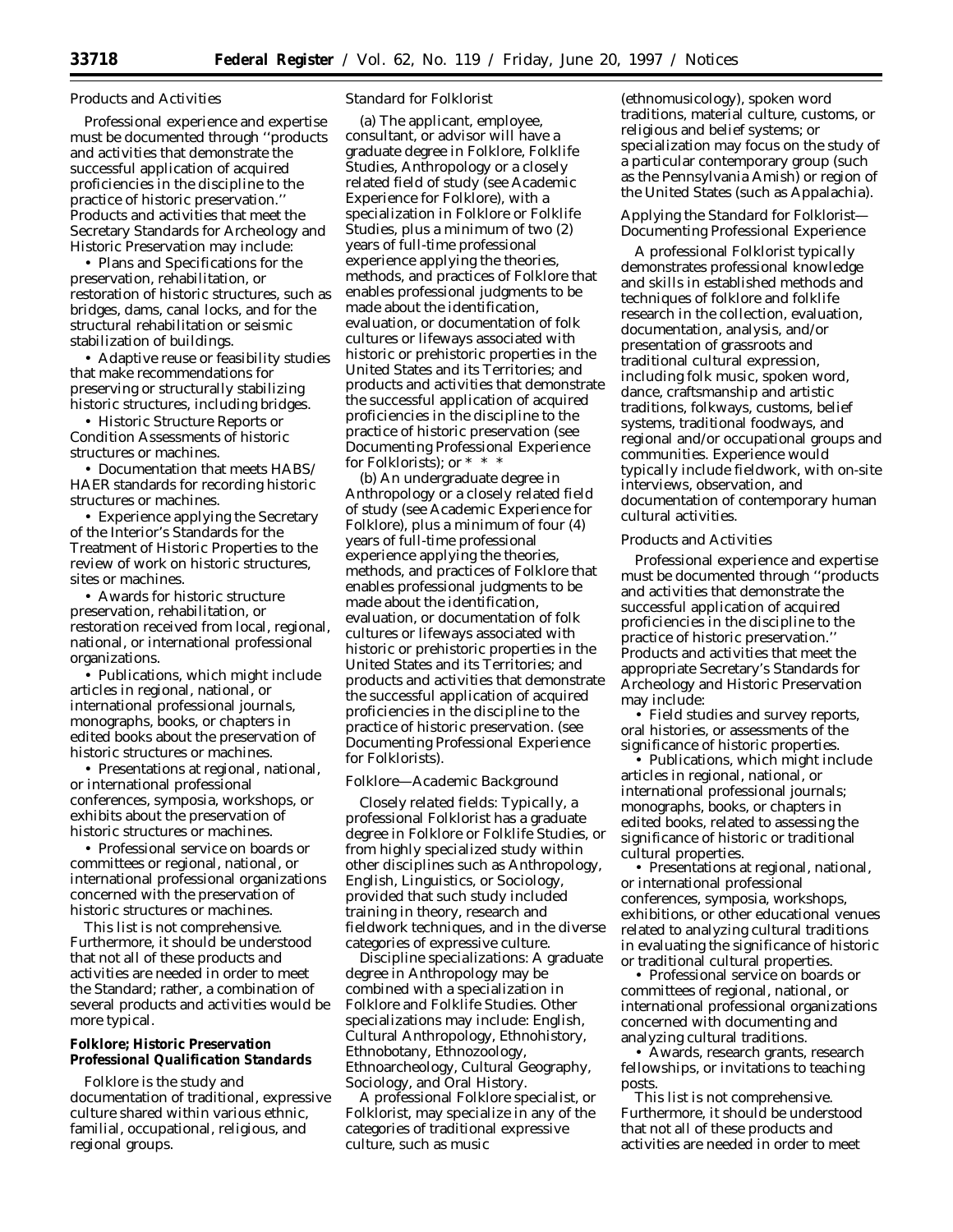### Products and Activities

Professional experience and expertise must be documented through ''products and activities that demonstrate the successful application of acquired proficiencies in the discipline to the practice of historic preservation.'' Products and activities that meet the Secretary Standards for Archeology and Historic Preservation may include:

- Plans and Specifications for the preservation, rehabilitation, or restoration of historic structures, such as bridges, dams, canal locks, and for the structural rehabilitation or seismic stabilization of buildings.
- Adaptive reuse or feasibility studies that make recommendations for preserving or structurally stabilizing historic structures, including bridges.
- Historic Structure Reports or Condition Assessments of historic structures or machines.
- Documentation that meets HABS/HAER standards for recording historic structures or machines.
- Experience applying the Secretary of the Interior's Standards for the Treatment of Historic Properties to the review of work on historic structures, sites or machines.
- Awards for historic structure preservation, rehabilitation, or restoration received from local, regional, national, or international professional organizations.
- Publications, which might include articles in regional, national, or international professional journals, monographs, books, or chapters in edited books about the preservation of historic structures or machines.
- Presentations at regional, national, or international professional conferences, symposia, workshops, or exhibits about the preservation of historic structures or machines.
- Professional service on boards or committees or regional, national, or international professional organizations concerned with the preservation of historic structures or machines.

This list is not comprehensive. Furthermore, it should be understood that not all of these products and activities are needed in order to meet the Standard; rather, a combination of several products and activities would be more typical.

## **Folklore; Historic Preservation Professional Qualification Standards**

Folklore is the study and documentation of traditional, expressive culture shared within various ethnic, familial, occupational, religious, and regional groups.

### Standard for Folklorist

(a) The applicant, employee, consultant, or advisor will have a graduate degree in Folklore, Folklife Studies, Anthropology or a closely related field of study (see Academic Experience for Folklore), with a specialization in Folklore or Folklife Studies, plus a minimum of two (2) years of full-time professional experience applying the theories, methods, and practices of Folklore that enables professional judgments to be made about the identification, evaluation, or documentation of folk cultures or lifeways associated with historic or prehistoric properties in the United States and its Territories; and products and activities that demonstrate the successful application of acquired proficiencies in the discipline to the practice of historic preservation (see Documenting Professional Experience for Folklorists); or * * *

(b) An undergraduate degree in Anthropology or a closely related field of study (see Academic Experience for Folklore), plus a minimum of four (4) years of full-time professional experience applying the theories, methods, and practices of Folklore that enables professional judgments to be made about the identification, evaluation, or documentation of folk cultures or lifeways associated with historic or prehistoric properties in the United States and its Territories; and products and activities that demonstrate the successful application of acquired proficiencies in the discipline to the practice of historic preservation. (see Documenting Professional Experience for Folklorists).

### Folklore—Academic Background

Closely related fields: Typically, a professional Folklorist has a graduate degree in Folklore or Folklife Studies, or from highly specialized study within other disciplines such as Anthropology, English, Linguistics, or Sociology, provided that such study included training in theory, research and fieldwork techniques, and in the diverse categories of expressive culture.

Discipline specializations: A graduate degree in Anthropology may be combined with a specialization in Folklore and Folklife Studies. Other specializations may include: English, Cultural Anthropology, Ethnohistory, Ethnobotany, Ethnozoology, Ethnoarcheology, Cultural Geography, Sociology, and Oral History.

A professional Folklore specialist, or Folklorist, may specialize in any of the categories of traditional expressive culture, such as music (ethnomusicology), spoken word traditions, material culture, customs, or religious and belief systems; or specialization may focus on the study of a particular contemporary group (such as the Pennsylvania Amish) or region of the United States (such as Appalachia).

### Applying the Standard for Folklorist—Documenting Professional Experience

A professional Folklorist typically demonstrates professional knowledge and skills in established methods and techniques of folklore and folklife research in the collection, evaluation, documentation, analysis, and/or presentation of grassroots and traditional cultural expression, including folk music, spoken word, dance, craftsmanship and artistic traditions, folkways, customs, belief systems, traditional foodways, and regional and/or occupational groups and communities. Experience would typically include fieldwork, with on-site interviews, observation, and documentation of contemporary human cultural activities.

### Products and Activities

Professional experience and expertise must be documented through ''products and activities that demonstrate the successful application of acquired proficiencies in the discipline to the practice of historic preservation.'' Products and activities that meet the appropriate Secretary's Standards for Archeology and Historic Preservation may include:

- Field studies and survey reports, oral histories, or assessments of the significance of historic properties.
- Publications, which might include articles in regional, national, or international professional journals; monographs, books, or chapters in edited books, related to assessing the significance of historic or traditional cultural properties.
- Presentations at regional, national, or international professional conferences, symposia, workshops, exhibitions, or other educational venues related to analyzing cultural traditions in evaluating the significance of historic or traditional cultural properties.
- Professional service on boards or committees of regional, national, or international professional organizations concerned with documenting and analyzing cultural traditions.
- Awards, research grants, research fellowships, or invitations to teaching posts.

This list is not comprehensive. Furthermore, it should be understood that not all of these products and activities are needed in order to meet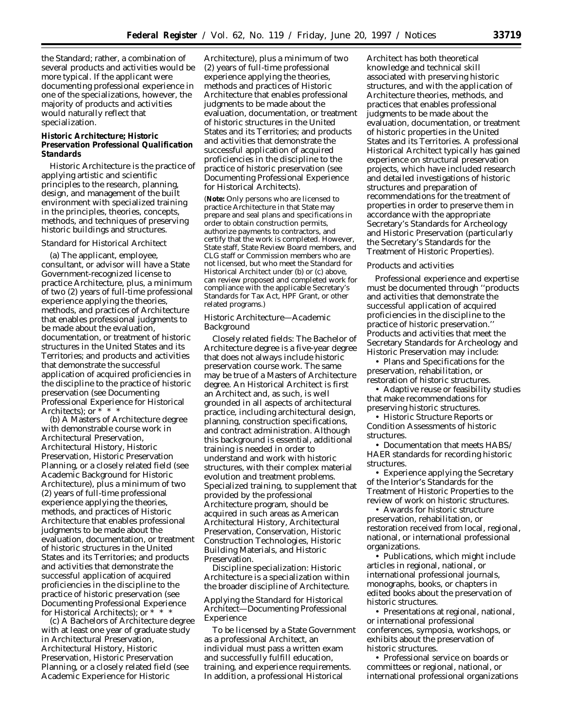the Standard; rather, a combination of several products and activities would be more typical. If the applicant were documenting professional experience in one of the specializations, however, the majority of products and activities would naturally reflect that specialization.

**Historic Architecture; Historic Preservation Professional Qualification Standards**

Historic Architecture is the practice of applying artistic and scientific principles to the research, planning, design, and management of the built environment with specialized training in the principles, theories, concepts, methods, and techniques of preserving historic buildings and structures.

*Standard for Historical Architect*

(a) The applicant, employee, consultant, or advisor will have a State Government-recognized license to practice Architecture, plus, a minimum of two (2) years of full-time professional experience applying the theories, methods, and practices of Architecture that enables professional judgments to be made about the evaluation, documentation, or treatment of historic structures in the United States and its Territories; and products and activities that demonstrate the successful application of acquired proficiencies in the discipline to the practice of historic preservation (see Documenting Professional Experience for Historical Architects); or * * *

(b) A Masters of Architecture degree with demonstrable course work in Architectural Preservation, Architectural History, Historic Preservation, Historic Preservation Planning, or a closely related field (see Academic Background for Historic Architecture), plus a minimum of two (2) years of full-time professional experience applying the theories, methods, and practices of Historic Architecture that enables professional judgments to be made about the evaluation, documentation, or treatment of historic structures in the United States and its Territories; and products and activities that demonstrate the successful application of acquired proficiencies in the discipline to the practice of historic preservation (see Documenting Professional Experience for Historical Architects); or * * *

(c) A Bachelors of Architecture degree with at least one year of graduate study in Architectural Preservation, Architectural History, Historic Preservation, Historic Preservation Planning, or a closely related field (see Academic Experience for Historic Architecture), plus a minimum of two (2) years of full-time professional experience applying the theories, methods and practices of Historic Architecture that enables professional judgments to be made about the evaluation, documentation, or treatment of historic structures in the United States and its Territories; and products and activities that demonstrate the successful application of acquired proficiencies in the discipline to the practice of historic preservation (see Documenting Professional Experience for Historical Architects).

(**Note:** Only persons who are licensed to practice Architecture in that State may prepare and seal plans and specifications in order to obtain construction permits, authorize payments to contractors, and certify that the work is completed. However, State staff, State Review Board members, and CLG staff or Commission members who are not licensed, but who meet the Standard for Historical Architect under (b) or (c) above, can review proposed and completed work for compliance with the applicable Secretary's Standards for Tax Act, HPF Grant, or other related programs.)

*Historic Architecture—Academic Background*

Closely related fields: The Bachelor of Architecture degree is a five-year degree that does not always include historic preservation course work. The same may be true of a Masters of Architecture degree. An Historical Architect is first an Architect and, as such, is well grounded in all aspects of architectural practice, including architectural design, planning, construction specifications, and contract administration. Although this background is essential, additional training is needed in order to understand and work with historic structures, with their complex material evolution and treatment problems. Specialized training, to supplement that provided by the professional Architecture program, should be acquired in such areas as American Architectural History, Architectural Preservation, Conservation, Historic Construction Technologies, Historic Building Materials, and Historic Preservation.

Discipline specialization: Historic Architecture is a specialization within the broader discipline of Architecture.

*Applying the Standard for Historical Architect—Documenting Professional Experience*

To be licensed by a State Government as a professional Architect, an individual must pass a written exam and successfully fulfill education, training, and experience requirements. In addition, a professional Historical Architect has both theoretical knowledge and technical skill associated with preserving historic structures, and with the application of Architecture theories, methods, and practices that enables professional judgments to be made about the evaluation, documentation, or treatment of historic properties in the United States and its Territories. A professional Historical Architect typically has gained experience on structural preservation projects, which have included research and detailed investigations of historic structures and preparation of recommendations for the treatment of properties in order to preserve them in accordance with the appropriate Secretary's Standards for Archeology and Historic Preservation (particularly the Secretary's Standards for the Treatment of Historic Properties).

*Products and activities*

Professional experience and expertise must be documented through ''products and activities that demonstrate the successful application of acquired proficiencies in the discipline to the practice of historic preservation.'' Products and activities that meet the Secretary Standards for Archeology and Historic Preservation may include:

- Plans and Specifications for the preservation, rehabilitation, or restoration of historic structures.
- Adaptive reuse or feasibility studies that make recommendations for preserving historic structures.
- Historic Structure Reports or Condition Assessments of historic structures.
- Documentation that meets HABS/HAER standards for recording historic structures.
- Experience applying the Secretary of the Interior's Standards for the Treatment of Historic Properties to the review of work on historic structures.
- Awards for historic structure preservation, rehabilitation, or restoration received from local, regional, national, or international professional organizations.
- Publications, which might include articles in regional, national, or international professional journals, monographs, books, or chapters in edited books about the preservation of historic structures.
- Presentations at regional, national, or international professional conferences, symposia, workshops, or exhibits about the preservation of historic structures.
- Professional service on boards or committees or regional, national, or international professional organizations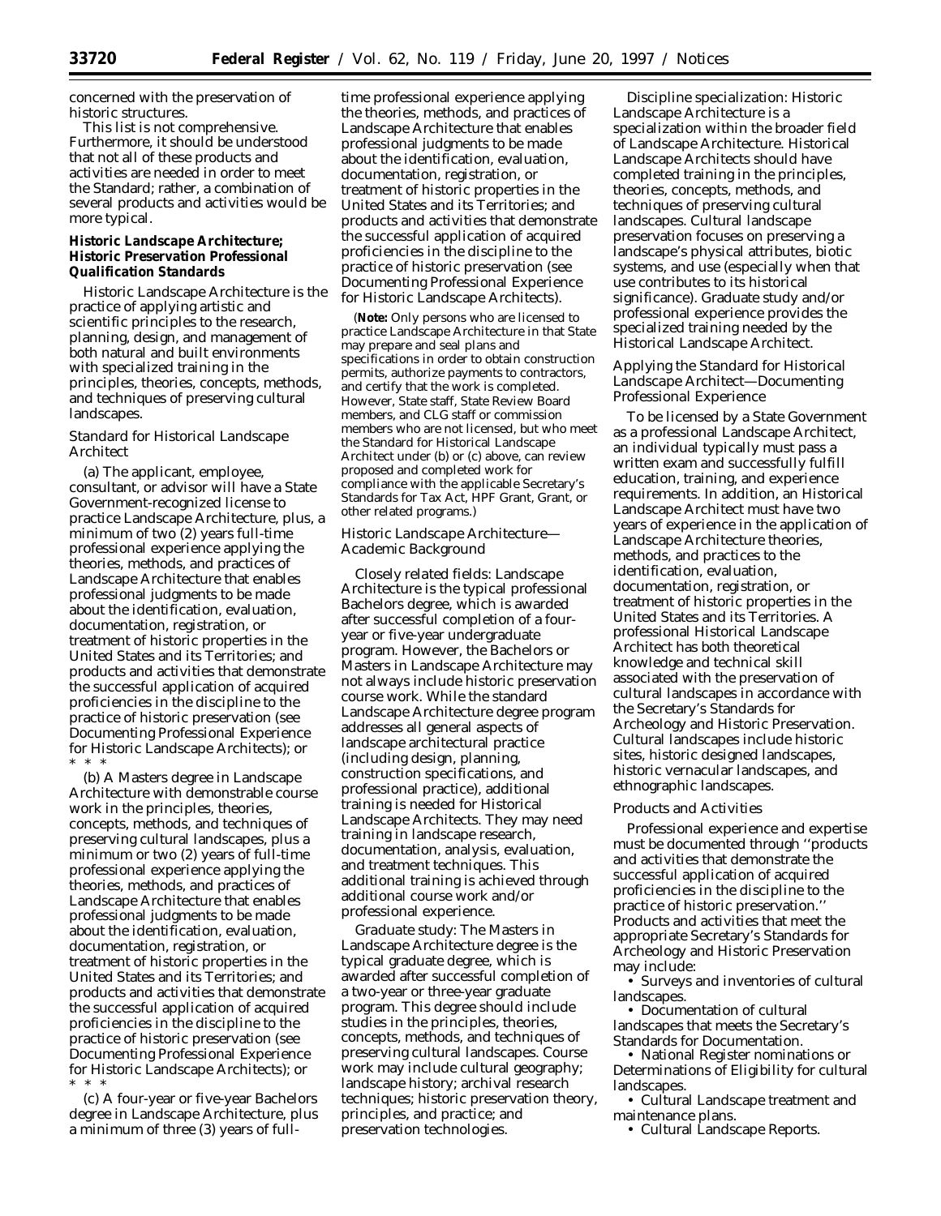concerned with the preservation of historic structures.

This list is not comprehensive. Furthermore, it should be understood that not all of these products and activities are needed in order to meet the Standard; rather, a combination of several products and activities would be more typical.

### Historic Landscape Architecture; Historic Preservation Professional Qualification Standards

Historic Landscape Architecture is the practice of applying artistic and scientific principles to the research, planning, design, and management of both natural and built environments with specialized training in the principles, theories, concepts, methods, and techniques of preserving cultural landscapes.

*Standard for Historical Landscape Architect*

(a) The applicant, employee, consultant, or advisor will have a State Government-recognized license to practice Landscape Architecture, plus, a minimum of two (2) years full-time professional experience applying the theories, methods, and practices of Landscape Architecture that enables professional judgments to be made about the identification, evaluation, documentation, registration, or treatment of historic properties in the United States and its Territories; and products and activities that demonstrate the successful application of acquired proficiencies in the discipline to the practice of historic preservation (see Documenting Professional Experience for Historic Landscape Architects); or

\* \* \*

(b) A Masters degree in Landscape Architecture with demonstrable course work in the principles, theories, concepts, methods, and techniques of preserving cultural landscapes, plus a minimum or two (2) years of full-time professional experience applying the theories, methods, and practices of Landscape Architecture that enables professional judgments to be made about the identification, evaluation, documentation, registration, or treatment of historic properties in the United States and its Territories; and products and activities that demonstrate the successful application of acquired proficiencies in the discipline to the practice of historic preservation (see Documenting Professional Experience for Historic Landscape Architects); or

\* \* \*

(c) A four-year or five-year Bachelors degree in Landscape Architecture, plus a minimum of three (3) years of full-time professional experience applying the theories, methods, and practices of Landscape Architecture that enables professional judgments to be made about the identification, evaluation, documentation, registration, or treatment of historic properties in the United States and its Territories; and products and activities that demonstrate the successful application of acquired proficiencies in the discipline to the practice of historic preservation (see Documenting Professional Experience for Historic Landscape Architects).

(**Note:** Only persons who are licensed to practice Landscape Architecture in that State may prepare and seal plans and specifications in order to obtain construction permits, authorize payments to contractors, and certify that the work is completed. However, State staff, State Review Board members, and CLG staff or commission members who are not licensed, but who meet the Standard for Historical Landscape Architect under (b) or (c) above, can review proposed and completed work for compliance with the applicable Secretary's Standards for Tax Act, HPF Grant, Grant, or other related programs.)

*Historic Landscape Architecture—Academic Background*

Closely related fields: Landscape Architecture is the typical professional Bachelors degree, which is awarded after successful completion of a four-year or five-year undergraduate program. However, the Bachelors or Masters in Landscape Architecture may not always include historic preservation course work. While the standard Landscape Architecture degree program addresses all general aspects of landscape architectural practice (including design, planning, construction specifications, and professional practice), additional training is needed for Historical Landscape Architects. They may need training in landscape research, documentation, analysis, evaluation, and treatment techniques. This additional training is achieved through additional course work and/or professional experience.

Graduate study: The Masters in Landscape Architecture degree is the typical graduate degree, which is awarded after successful completion of a two-year or three-year graduate program. This degree should include studies in the principles, theories, concepts, methods, and techniques of preserving cultural landscapes. Course work may include cultural geography; landscape history; archival research techniques; historic preservation theory, principles, and practice; and preservation technologies.

Discipline specialization: Historic Landscape Architecture is a specialization within the broader field of Landscape Architecture. Historical Landscape Architects should have completed training in the principles, theories, concepts, methods, and techniques of preserving cultural landscapes. Cultural landscape preservation focuses on preserving a landscape's physical attributes, biotic systems, and use (especially when that use contributes to its historical significance). Graduate study and/or professional experience provides the specialized training needed by the Historical Landscape Architect.

*Applying the Standard for Historical Landscape Architect—Documenting Professional Experience*

To be licensed by a State Government as a professional Landscape Architect, an individual typically must pass a written exam and successfully fulfill education, training, and experience requirements. In addition, an Historical Landscape Architect must have two years of experience in the application of Landscape Architecture theories, methods, and practices to the identification, evaluation, documentation, registration, or treatment of historic properties in the United States and its Territories. A professional Historical Landscape Architect has both theoretical knowledge and technical skill associated with the preservation of cultural landscapes in accordance with the Secretary's Standards for Archeology and Historic Preservation. Cultural landscapes include historic sites, historic designed landscapes, historic vernacular landscapes, and ethnographic landscapes.

*Products and Activities*

Professional experience and expertise must be documented through "products and activities that demonstrate the successful application of acquired proficiencies in the discipline to the practice of historic preservation." Products and activities that meet the appropriate Secretary's Standards for Archeology and Historic Preservation may include:

- Surveys and inventories of cultural landscapes.
- Documentation of cultural landscapes that meets the Secretary's Standards for Documentation.
- National Register nominations or Determinations of Eligibility for cultural landscapes.
- Cultural Landscape treatment and maintenance plans.
- Cultural Landscape Reports.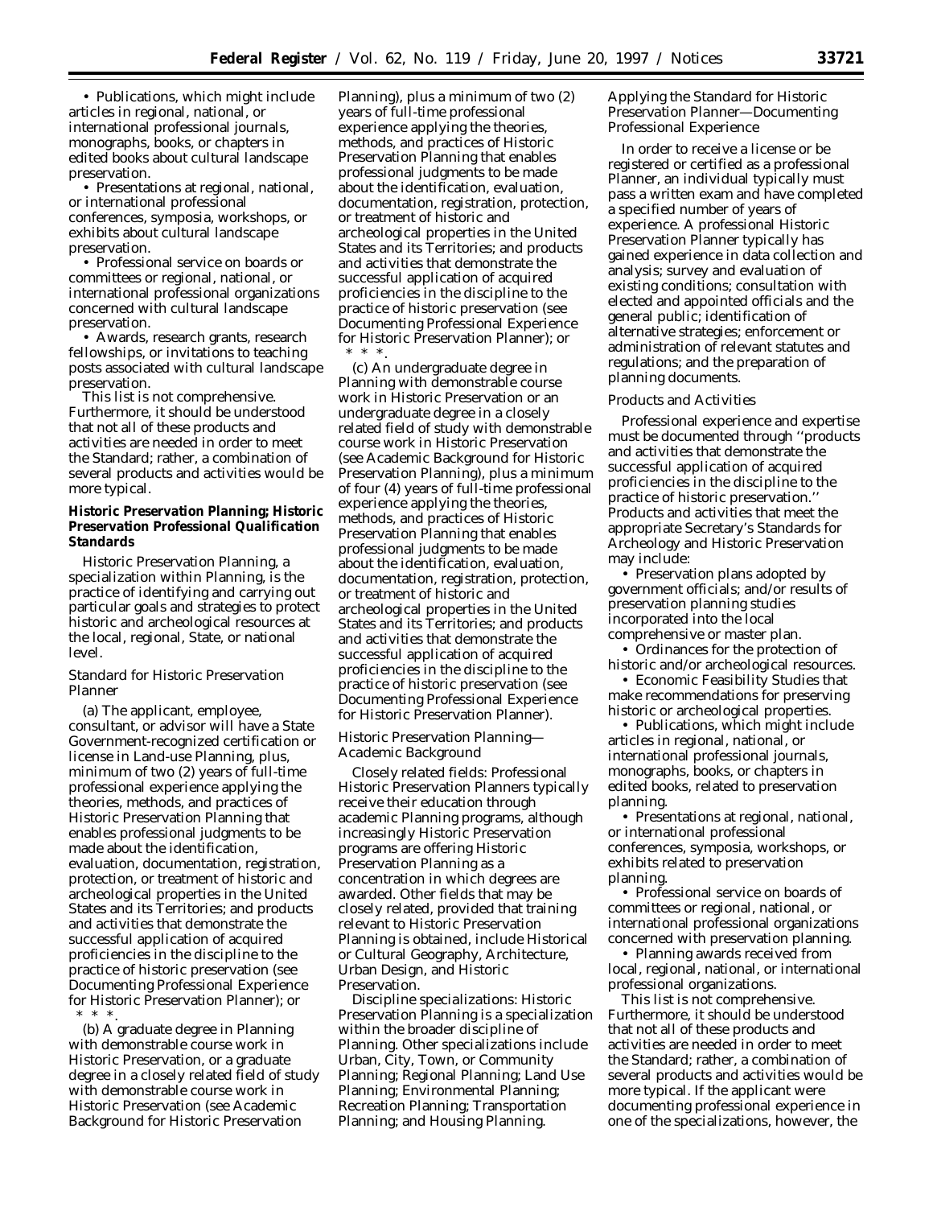• Publications, which might include articles in regional, national, or international professional journals, monographs, books, or chapters in edited books about cultural landscape preservation.

• Presentations at regional, national, or international professional conferences, symposia, workshops, or exhibits about cultural landscape preservation.

• Professional service on boards or committees or regional, national, or international professional organizations concerned with cultural landscape preservation.

• Awards, research grants, research fellowships, or invitations to teaching posts associated with cultural landscape preservation.

This list is not comprehensive. Furthermore, it should be understood that not all of these products and activities are needed in order to meet the Standard; rather, a combination of several products and activities would be more typical.

### Historic Preservation Planning; Historic Preservation Professional Qualification Standards

Historic Preservation Planning, a specialization within Planning, is the practice of identifying and carrying out particular goals and strategies to protect historic and archeological resources at the local, regional, State, or national level.

*Standard for Historic Preservation Planner*

(a) The applicant, employee, consultant, or advisor will have a State Government-recognized certification or license in Land-use Planning, plus, minimum of two (2) years of full-time professional experience applying the theories, methods, and practices of Historic Preservation Planning that enables professional judgments to be made about the identification, evaluation, documentation, registration, protection, or treatment of historic and archeological properties in the United States and its Territories; and products and activities that demonstrate the successful application of acquired proficiencies in the discipline to the practice of historic preservation (see Documenting Professional Experience for Historic Preservation Planner); or \* \* \*.

(b) A graduate degree in Planning with demonstrable course work in Historic Preservation, or a graduate degree in a closely related field of study with demonstrable course work in Historic Preservation (see Academic Background for Historic Preservation Planning), plus a minimum of two (2) years of full-time professional experience applying the theories, methods, and practices of Historic Preservation Planning that enables professional judgments to be made about the identification, evaluation, documentation, registration, protection, or treatment of historic and archeological properties in the United States and its Territories; and products and activities that demonstrate the successful application of acquired proficiencies in the discipline to the practice of historic preservation (see Documenting Professional Experience for Historic Preservation Planner); or \* \* \*.

(c) An undergraduate degree in Planning with demonstrable course work in Historic Preservation or an undergraduate degree in a closely related field of study with demonstrable course work in Historic Preservation (see Academic Background for Historic Preservation Planning), plus a minimum of four (4) years of full-time professional experience applying the theories, methods, and practices of Historic Preservation Planning that enables professional judgments to be made about the identification, evaluation, documentation, registration, protection, or treatment of historic and archeological properties in the United States and its Territories; and products and activities that demonstrate the successful application of acquired proficiencies in the discipline to the practice of historic preservation (see Documenting Professional Experience for Historic Preservation Planner).

*Historic Preservation Planning—Academic Background*

Closely related fields: Professional Historic Preservation Planners typically receive their education through academic Planning programs, although increasingly Historic Preservation programs are offering Historic Preservation Planning as a concentration in which degrees are awarded. Other fields that may be closely related, provided that training relevant to Historic Preservation Planning is obtained, include Historical or Cultural Geography, Architecture, Urban Design, and Historic Preservation.

Discipline specializations: Historic Preservation Planning is a specialization within the broader discipline of Planning. Other specializations include Urban, City, Town, or Community Planning; Regional Planning; Land Use Planning; Environmental Planning; Recreation Planning; Transportation Planning; and Housing Planning.

*Applying the Standard for Historic Preservation Planner—Documenting Professional Experience*

In order to receive a license or be registered or certified as a professional Planner, an individual typically must pass a written exam and have completed a specified number of years of experience. A professional Historic Preservation Planner typically has gained experience in data collection and analysis; survey and evaluation of existing conditions; consultation with elected and appointed officials and the general public; identification of alternative strategies; enforcement or administration of relevant statutes and regulations; and the preparation of planning documents.

*Products and Activities*

Professional experience and expertise must be documented through ''products and activities that demonstrate the successful application of acquired proficiencies in the discipline to the practice of historic preservation.'' Products and activities that meet the appropriate Secretary's Standards for Archeology and Historic Preservation may include:

• Preservation plans adopted by government officials; and/or results of preservation planning studies incorporated into the local comprehensive or master plan.

• Ordinances for the protection of historic and/or archeological resources.

• Economic Feasibility Studies that make recommendations for preserving historic or archeological properties.

• Publications, which might include articles in regional, national, or international professional journals, monographs, books, or chapters in edited books, related to preservation planning.

• Presentations at regional, national, or international professional conferences, symposia, workshops, or exhibits related to preservation planning.

• Professional service on boards of committees or regional, national, or international professional organizations concerned with preservation planning.

• Planning awards received from local, regional, national, or international professional organizations.

This list is not comprehensive. Furthermore, it should be understood that not all of these products and activities are needed in order to meet the Standard; rather, a combination of several products and activities would be more typical. If the applicant were documenting professional experience in one of the specializations, however, the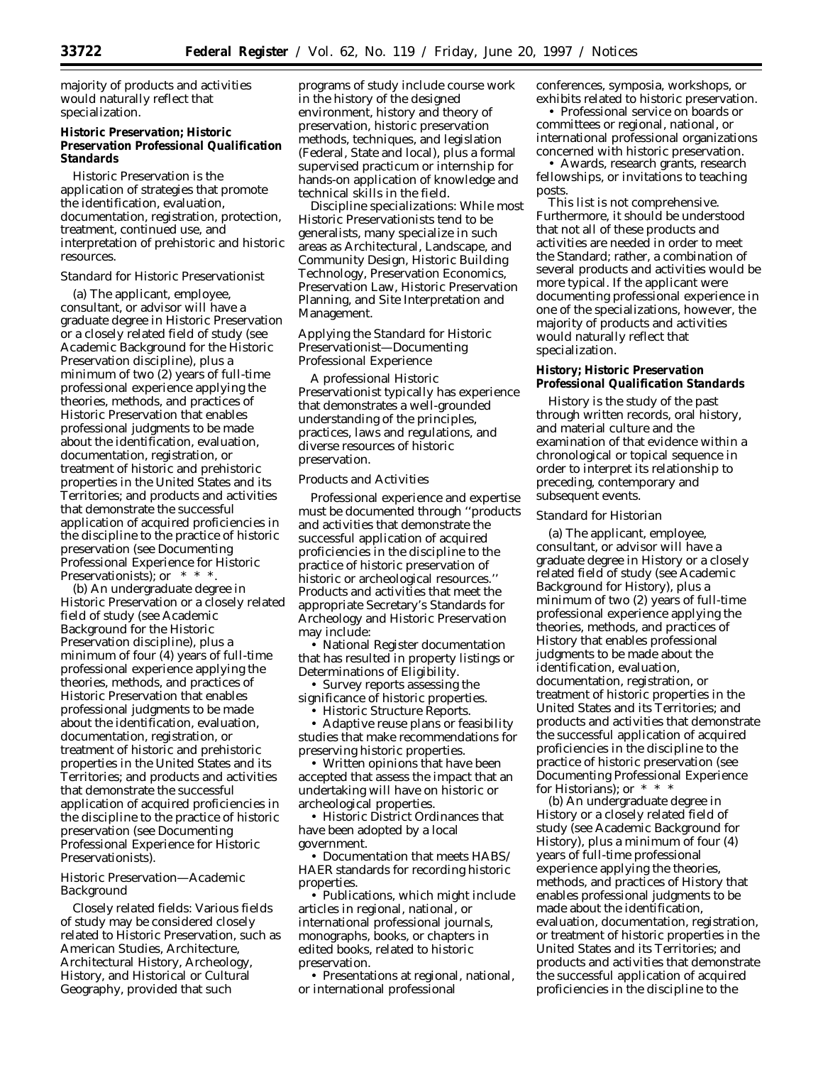majority of products and activities would naturally reflect that specialization.

**Historic Preservation; Historic Preservation Professional Qualification Standards**

Historic Preservation is the application of strategies that promote the identification, evaluation, documentation, registration, protection, treatment, continued use, and interpretation of prehistoric and historic resources.

*Standard for Historic Preservationist*

(a) The applicant, employee, consultant, or advisor will have a graduate degree in Historic Preservation or a closely related field of study (see Academic Background for the Historic Preservation discipline), plus a minimum of two (2) years of full-time professional experience applying the theories, methods, and practices of Historic Preservation that enables professional judgments to be made about the identification, evaluation, documentation, registration, or treatment of historic and prehistoric properties in the United States and its Territories; and products and activities that demonstrate the successful application of acquired proficiencies in the discipline to the practice of historic preservation (see Documenting Professional Experience for Historic Preservationists); or * * *.

(b) An undergraduate degree in Historic Preservation or a closely related field of study (see Academic Background for the Historic Preservation discipline), plus a minimum of four (4) years of full-time professional experience applying the theories, methods, and practices of Historic Preservation that enables professional judgments to be made about the identification, evaluation, documentation, registration, or treatment of historic and prehistoric properties in the United States and its Territories; and products and activities that demonstrate the successful application of acquired proficiencies in the discipline to the practice of historic preservation (see Documenting Professional Experience for Historic Preservationists).

*Historic Preservation—Academic Background*

Closely related fields: Various fields of study may be considered closely related to Historic Preservation, such as American Studies, Architecture, Architectural History, Archeology, History, and Historical or Cultural Geography, provided that such programs of study include course work in the history of the designed environment, history and theory of preservation, historic preservation methods, techniques, and legislation (Federal, State and local), plus a formal supervised practicum or internship for hands-on application of knowledge and technical skills in the field.

Discipline specializations: While most Historic Preservationists tend to be generalists, many specialize in such areas as Architectural, Landscape, and Community Design, Historic Building Technology, Preservation Economics, Preservation Law, Historic Preservation Planning, and Site Interpretation and Management.

*Applying the Standard for Historic Preservationist—Documenting Professional Experience*

A professional Historic Preservationist typically has experience that demonstrates a well-grounded understanding of the principles, practices, laws and regulations, and diverse resources of historic preservation.

*Products and Activities*

Professional experience and expertise must be documented through ''products and activities that demonstrate the successful application of acquired proficiencies in the discipline to the practice of historic preservation of historic or archeological resources.'' Products and activities that meet the appropriate Secretary's Standards for Archeology and Historic Preservation may include:

- National Register documentation that has resulted in property listings or Determinations of Eligibility.
- Survey reports assessing the significance of historic properties.
- Historic Structure Reports.
- Adaptive reuse plans or feasibility studies that make recommendations for preserving historic properties.
- Written opinions that have been accepted that assess the impact that an undertaking will have on historic or archeological properties.
- Historic District Ordinances that have been adopted by a local government.
- Documentation that meets HABS/HAER standards for recording historic properties.
- Publications, which might include articles in regional, national, or international professional journals, monographs, books, or chapters in edited books, related to historic preservation.
- Presentations at regional, national, or international professional conferences, symposia, workshops, or exhibits related to historic preservation.
- Professional service on boards or committees or regional, national, or international professional organizations concerned with historic preservation.
- Awards, research grants, research fellowships, or invitations to teaching posts.

This list is not comprehensive. Furthermore, it should be understood that not all of these products and activities are needed in order to meet the Standard; rather, a combination of several products and activities would be more typical. If the applicant were documenting professional experience in one of the specializations, however, the majority of products and activities would naturally reflect that specialization.

**History; Historic Preservation Professional Qualification Standards**

History is the study of the past through written records, oral history, and material culture and the examination of that evidence within a chronological or topical sequence in order to interpret its relationship to preceding, contemporary and subsequent events.

*Standard for Historian*

(a) The applicant, employee, consultant, or advisor will have a graduate degree in History or a closely related field of study (see Academic Background for History), plus a minimum of two (2) years of full-time professional experience applying the theories, methods, and practices of History that enables professional judgments to be made about the identification, evaluation, documentation, registration, or treatment of historic properties in the United States and its Territories; and products and activities that demonstrate the successful application of acquired proficiencies in the discipline to the practice of historic preservation (see Documenting Professional Experience for Historians); or * * *

(b) An undergraduate degree in History or a closely related field of study (see Academic Background for History), plus a minimum of four (4) years of full-time professional experience applying the theories, methods, and practices of History that enables professional judgments to be made about the identification, evaluation, documentation, registration, or treatment of historic properties in the United States and its Territories; and products and activities that demonstrate the successful application of acquired proficiencies in the discipline to the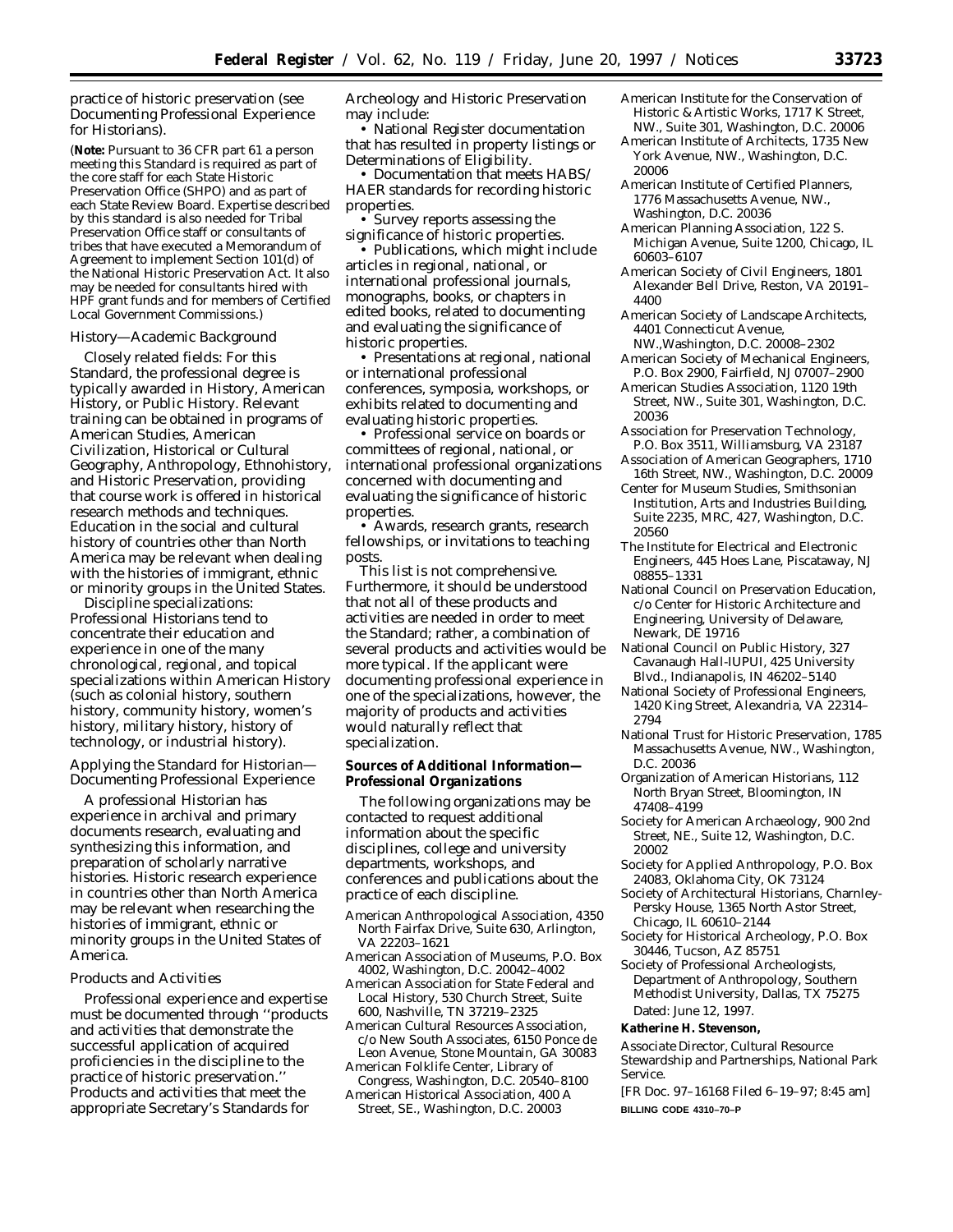practice of historic preservation (see Documenting Professional Experience for Historians).

(**Note:** Pursuant to 36 CFR part 61 a person meeting this Standard is required as part of the core staff for each State Historic Preservation Office (SHPO) and as part of each State Review Board. Expertise described by this standard is also needed for Tribal Preservation Office staff or consultants of tribes that have executed a Memorandum of Agreement to implement Section 101(d) of the National Historic Preservation Act. It also may be needed for consultants hired with HPF grant funds and for members of Certified Local Government Commissions.)

*History—Academic Background*

*Closely related fields:* For this Standard, the professional degree is typically awarded in History, American History, or Public History. Relevant training can be obtained in programs of American Studies, American Civilization, Historical or Cultural Geography, Anthropology, Ethnohistory, and Historic Preservation, providing that course work is offered in historical research methods and techniques. Education in the social and cultural history of countries other than North America may be relevant when dealing with the histories of immigrant, ethnic or minority groups in the United States.

*Discipline specializations:* Professional Historians tend to concentrate their education and experience in one of the many chronological, regional, and topical specializations within American History (such as colonial history, southern history, community history, women's history, military history, history of technology, or industrial history).

*Applying the Standard for Historian—Documenting Professional Experience*

A professional Historian has experience in archival and primary documents research, evaluating and synthesizing this information, and preparation of scholarly narrative histories. Historic research experience in countries other than North America may be relevant when researching the histories of immigrant, ethnic or minority groups in the United States of America.

*Products and Activities*

Professional experience and expertise must be documented through ''products and activities that demonstrate the successful application of acquired proficiencies in the discipline to the practice of historic preservation.'' Products and activities that meet the appropriate Secretary's Standards for Archeology and Historic Preservation may include:

• National Register documentation that has resulted in property listings or Determinations of Eligibility.
• Documentation that meets HABS/HAER standards for recording historic properties.
• Survey reports assessing the significance of historic properties.
• Publications, which might include articles in regional, national, or international professional journals, monographs, books, or chapters in edited books, related to documenting and evaluating the significance of historic properties.
• Presentations at regional, national or international professional conferences, symposia, workshops, or exhibits related to documenting and evaluating historic properties.
• Professional service on boards or committees of regional, national, or international professional organizations concerned with documenting and evaluating the significance of historic properties.
• Awards, research grants, research fellowships, or invitations to teaching posts.

This list is not comprehensive. Furthermore, it should be understood that not all of these products and activities are needed in order to meet the Standard; rather, a combination of several products and activities would be more typical. If the applicant were documenting professional experience in one of the specializations, however, the majority of products and activities would naturally reflect that specialization.

**Sources of Additional Information—Professional Organizations**

The following organizations may be contacted to request additional information about the specific disciplines, college and university departments, workshops, and conferences and publications about the practice of each discipline.

American Anthropological Association, 4350 North Fairfax Drive, Suite 630, Arlington, VA 22203–1621
American Association of Museums, P.O. Box 4002, Washington, D.C. 20042–4002
American Association for State Federal and Local History, 530 Church Street, Suite 600, Nashville, TN 37219–2325
American Cultural Resources Association, c/o New South Associates, 6150 Ponce de Leon Avenue, Stone Mountain, GA 30083
American Folklife Center, Library of Congress, Washington, D.C. 20540–8100
American Historical Association, 400 A Street, SE., Washington, D.C. 20003
American Institute for the Conservation of Historic & Artistic Works, 1717 K Street, NW., Suite 301, Washington, D.C. 20006
American Institute of Architects, 1735 New York Avenue, NW., Washington, D.C. 20006
American Institute of Certified Planners, 1776 Massachusetts Avenue, NW., Washington, D.C. 20036
American Planning Association, 122 S. Michigan Avenue, Suite 1200, Chicago, IL 60603–6107
American Society of Civil Engineers, 1801 Alexander Bell Drive, Reston, VA 20191–4400
American Society of Landscape Architects, 4401 Connecticut Avenue, NW.,Washington, D.C. 20008–2302
American Society of Mechanical Engineers, P.O. Box 2900, Fairfield, NJ 07007–2900
American Studies Association, 1120 19th Street, NW., Suite 301, Washington, D.C. 20036
Association for Preservation Technology, P.O. Box 3511, Williamsburg, VA 23187
Association of American Geographers, 1710 16th Street, NW., Washington, D.C. 20009
Center for Museum Studies, Smithsonian Institution, Arts and Industries Building, Suite 2235, MRC, 427, Washington, D.C. 20560
The Institute for Electrical and Electronic Engineers, 445 Hoes Lane, Piscataway, NJ 08855–1331
National Council on Preservation Education, c/o Center for Historic Architecture and Engineering, University of Delaware, Newark, DE 19716
National Council on Public History, 327 Cavanaugh Hall-IUPUI, 425 University Blvd., Indianapolis, IN 46202–5140
National Society of Professional Engineers, 1420 King Street, Alexandria, VA 22314–2794
National Trust for Historic Preservation, 1785 Massachusetts Avenue, NW., Washington, D.C. 20036
Organization of American Historians, 112 North Bryan Street, Bloomington, IN 47408–4199
Society for American Archaeology, 900 2nd Street, NE., Suite 12, Washington, D.C. 20002
Society for Applied Anthropology, P.O. Box 24083, Oklahoma City, OK 73124
Society of Architectural Historians, Charnley-Persky House, 1365 North Astor Street, Chicago, IL 60610–2144
Society for Historical Archeology, P.O. Box 30446, Tucson, AZ 85751
Society of Professional Archeologists, Department of Anthropology, Southern Methodist University, Dallas, TX 75275

Dated: June 12, 1997.

**Katherine H. Stevenson,**

*Associate Director, Cultural Resource Stewardship and Partnerships, National Park Service.*

[FR Doc. 97–16168 Filed 6–19–97; 8:45 am]

**BILLING CODE 4310–70–P**